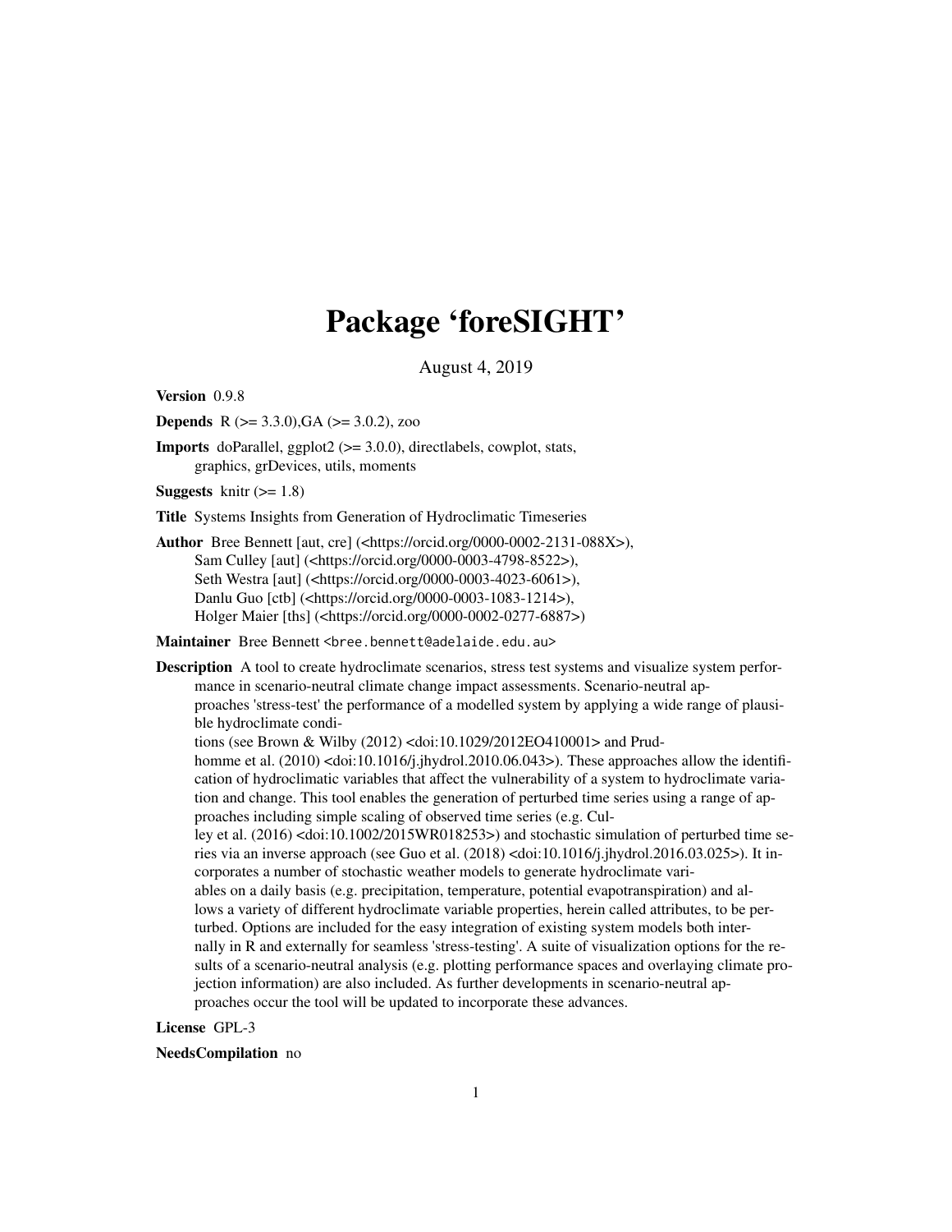# Package 'foreSIGHT'

August 4, 2019

**Version** 0.9.8

**Depends** R (>= 3.3.0),GA (>= 3.0.2), zoo

**Imports** doParallel, ggplot2 (>= 3.0.0), directlabels, cowplot, stats, graphics, grDevices, utils, moments

**Suggests** knitr (>= 1.8)

**Title** Systems Insights from Generation of Hydroclimatic Timeseries

**Author** Bree Bennett [aut, cre] (<https://orcid.org/0000-0002-2131-088X>), Sam Culley [aut] (<https://orcid.org/0000-0003-4798-8522>), Seth Westra [aut] (<https://orcid.org/0000-0003-4023-6061>), Danlu Guo [ctb] (<https://orcid.org/0000-0003-1083-1214>), Holger Maier [ths] (<https://orcid.org/0000-0002-0277-6887>)

**Maintainer** Bree Bennett <bree.bennett@adelaide.edu.au>

**Description** A tool to create hydroclimate scenarios, stress test systems and visualize system performance in scenario-neutral climate change impact assessments. Scenario-neutral approaches 'stress-test' the performance of a modelled system by applying a wide range of plausible hydroclimate conditions (see Brown & Wilby (2012) <doi:10.1029/2012EO410001> and Prudhomme et al. (2010) <doi:10.1016/j.jhydrol.2010.06.043>). These approaches allow the identification of hydroclimatic variables that affect the vulnerability of a system to hydroclimate variation and change. This tool enables the generation of perturbed time series using a range of approaches including simple scaling of observed time series (e.g. Culley et al. (2016) <doi:10.1002/2015WR018253>) and stochastic simulation of perturbed time series via an inverse approach (see Guo et al. (2018) <doi:10.1016/j.jhydrol.2016.03.025>). It incorporates a number of stochastic weather models to generate hydroclimate variables on a daily basis (e.g. precipitation, temperature, potential evapotranspiration) and allows a variety of different hydroclimate variable properties, herein called attributes, to be perturbed. Options are included for the easy integration of existing system models both internally in R and externally for seamless 'stress-testing'. A suite of visualization options for the results of a scenario-neutral analysis (e.g. plotting performance spaces and overlaying climate projection information) are also included. As further developments in scenario-neutral approaches occur the tool will be updated to incorporate these advances.

**License** GPL-3

**NeedsCompilation** no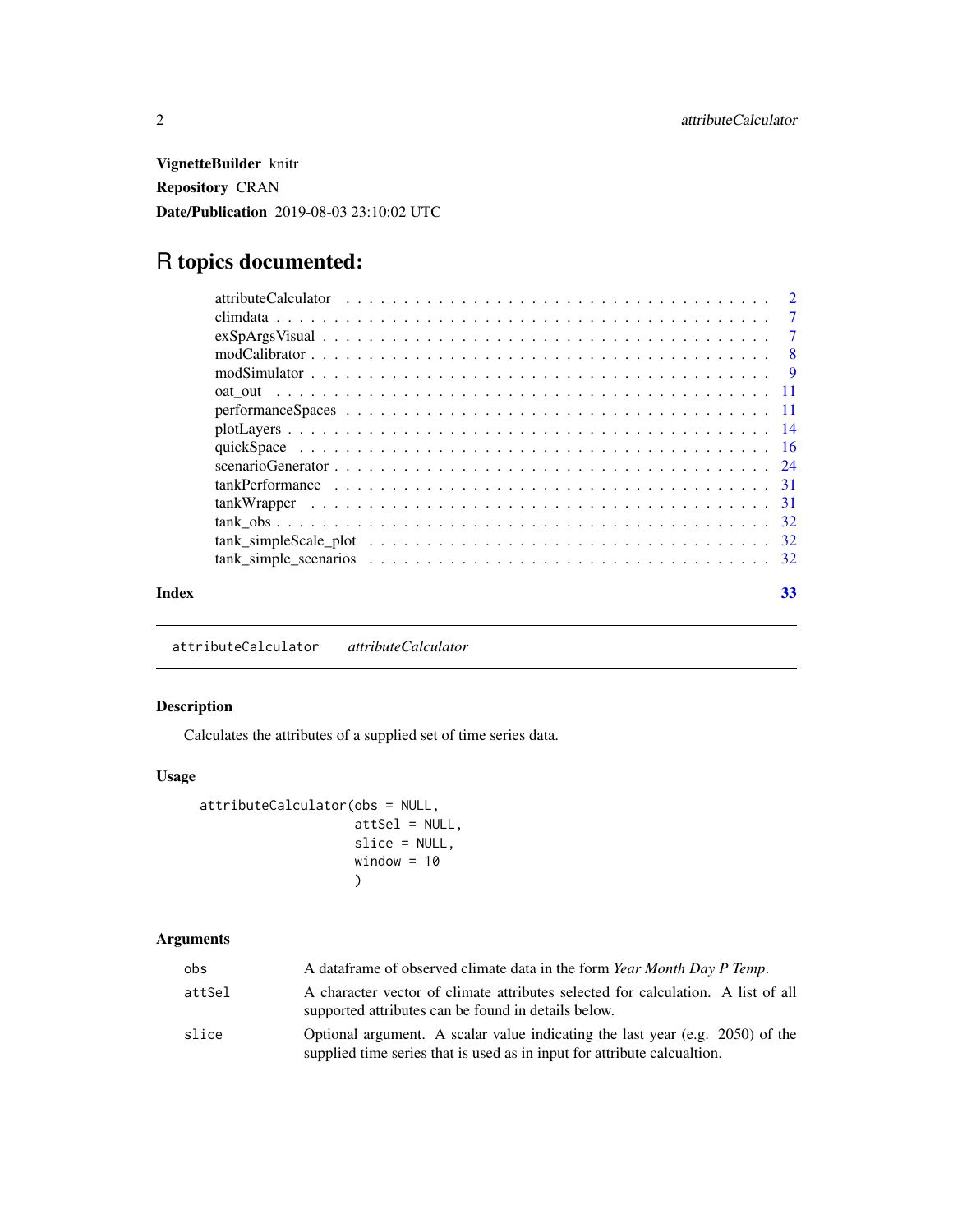**VignetteBuilder** knitr

**Repository** CRAN

**Date/Publication** 2019-08-03 23:10:02 UTC

# R topics documented:

| | |
|---|---|
| attributeCalculator | 2 |
| climdata | 7 |
| exSpArgsVisual | 7 |
| modCalibrator | 8 |
| modSimulator | 9 |
| oat_out | 11 |
| performanceSpaces | 11 |
| plotLayers | 14 |
| quickSpace | 16 |
| scenarioGenerator | 24 |
| tankPerformance | 31 |
| tankWrapper | 31 |
| tank_obs | 32 |
| tank_simpleScale_plot | 32 |
| tank_simple_scenarios | 32 |
| **Index** | **33** |

---

attributeCalculator *attributeCalculator*

---

## Description

Calculates the attributes of a supplied set of time series data.

## Usage

```
attributeCalculator(obs = NULL,
                    attSel = NULL,
                    slice = NULL,
                    window = 10
                    )
```

## Arguments

| | |
|---|---|
| obs | A dataframe of observed climate data in the form *Year Month Day P Temp*. |
| attSel | A character vector of climate attributes selected for calculation. A list of all supported attributes can be found in details below. |
| slice | Optional argument. A scalar value indicating the last year (e.g. 2050) of the supplied time series that is used as in input for attribute calcualtion. |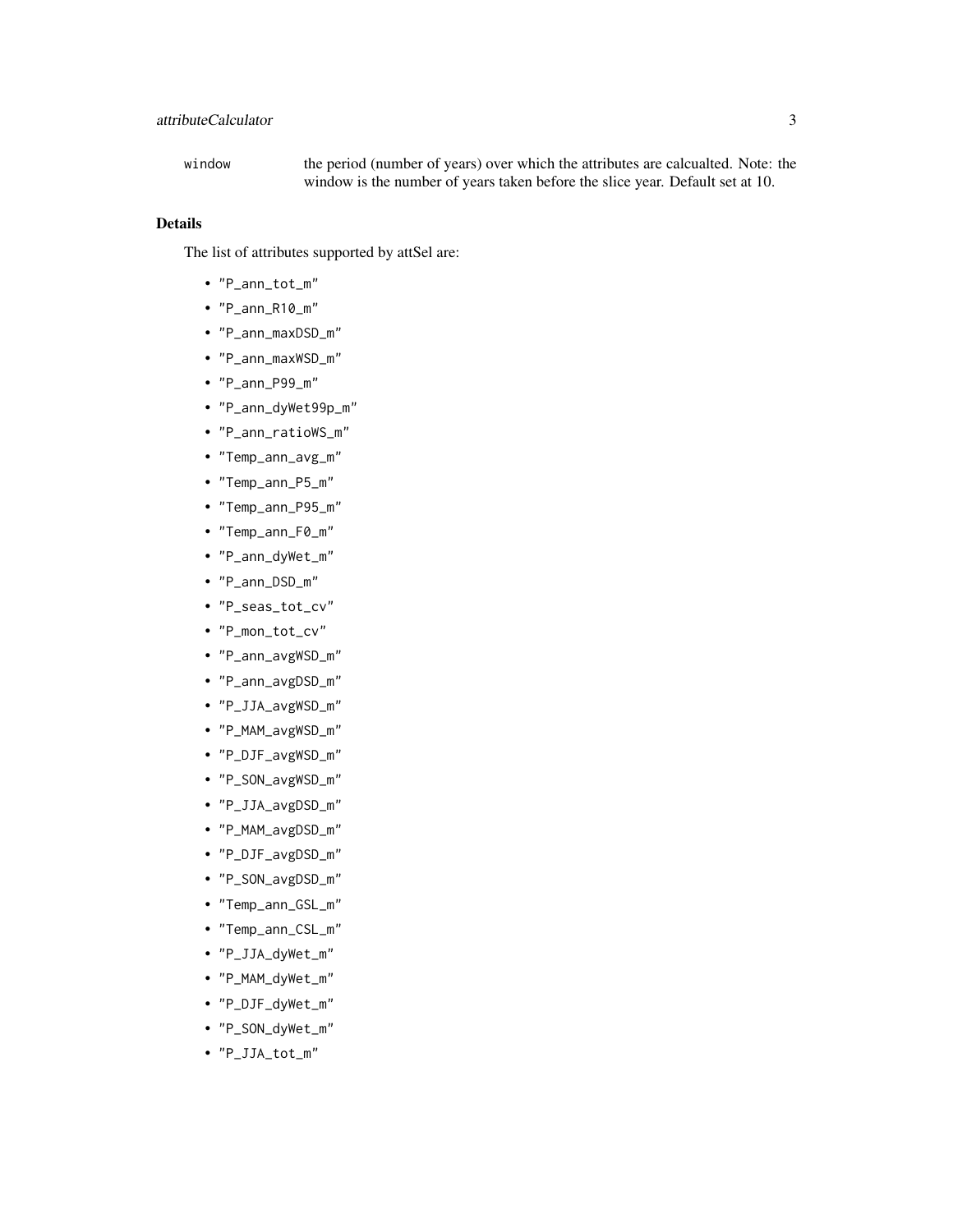window the period (number of years) over which the attributes are calcualted. Note: the window is the number of years taken before the slice year. Default set at 10.

## Details

The list of attributes supported by attSel are:

- "P_ann_tot_m"
- "P_ann_R10_m"
- "P_ann_maxDSD_m"
- "P_ann_maxWSD_m"
- "P_ann_P99_m"
- "P_ann_dyWet99p_m"
- "P_ann_ratioWS_m"
- "Temp_ann_avg_m"
- "Temp_ann_P5_m"
- "Temp_ann_P95_m"
- "Temp_ann_F0_m"
- "P_ann_dyWet_m"
- "P_ann_DSD_m"
- "P_seas_tot_cv"
- "P_mon_tot_cv"
- "P_ann_avgWSD_m"
- "P_ann_avgDSD_m"
- "P_JJA_avgWSD_m"
- "P_MAM_avgWSD_m"
- "P_DJF_avgWSD_m"
- "P_SON_avgWSD_m"
- "P_JJA_avgDSD_m"
- "P_MAM_avgDSD_m"
- "P_DJF_avgDSD_m"
- "P_SON_avgDSD_m"
- "Temp_ann_GSL_m"
- "Temp_ann_CSL_m"
- "P_JJA_dyWet_m"
- "P_MAM_dyWet_m"
- "P_DJF_dyWet_m"
- "P_SON_dyWet_m"
- "P_JJA_tot_m"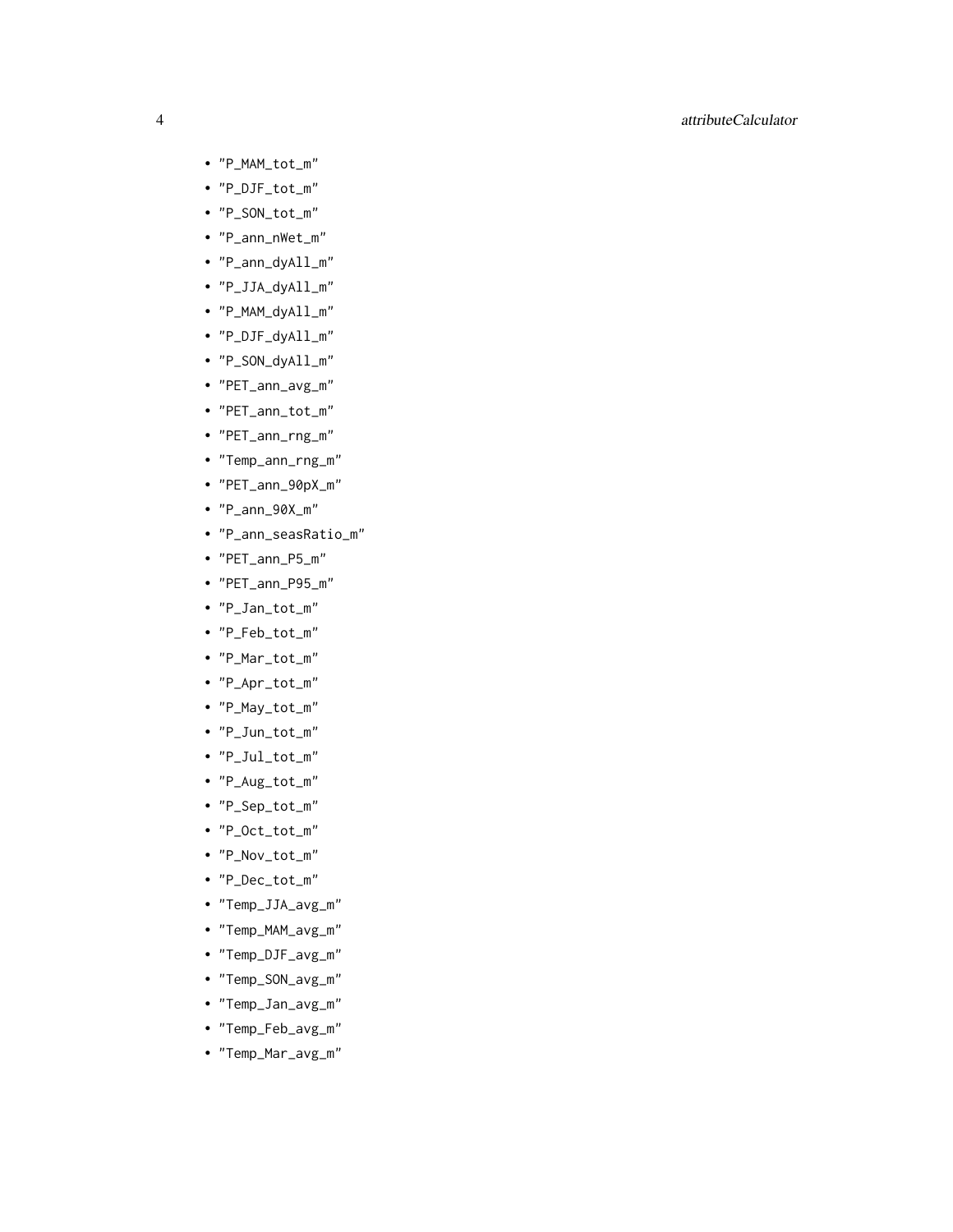- "P_MAM_tot_m"
- "P_DJF_tot_m"
- "P_SON_tot_m"
- "P_ann_nWet_m"
- "P_ann_dyAll_m"
- "P_JJA_dyAll_m"
- "P_MAM_dyAll_m"
- "P_DJF_dyAll_m"
- "P_SON_dyAll_m"
- "PET_ann_avg_m"
- "PET_ann_tot_m"
- "PET_ann_rng_m"
- "Temp_ann_rng_m"
- "PET_ann_90pX_m"
- "P_ann_90X_m"
- "P_ann_seasRatio_m"
- "PET_ann_P5_m"
- "PET_ann_P95_m"
- "P_Jan_tot_m"
- "P_Feb_tot_m"
- "P_Mar_tot_m"
- "P_Apr_tot_m"
- "P_May_tot_m"
- "P_Jun_tot_m"
- "P_Jul_tot_m"
- "P_Aug_tot_m"
- "P_Sep_tot_m"
- "P_Oct_tot_m"
- "P_Nov_tot_m"
- "P_Dec_tot_m"
- "Temp_JJA_avg_m"
- "Temp_MAM_avg_m"
- "Temp_DJF_avg_m"
- "Temp_SON_avg_m"
- "Temp_Jan_avg_m"
- "Temp_Feb_avg_m"
- "Temp_Mar_avg_m"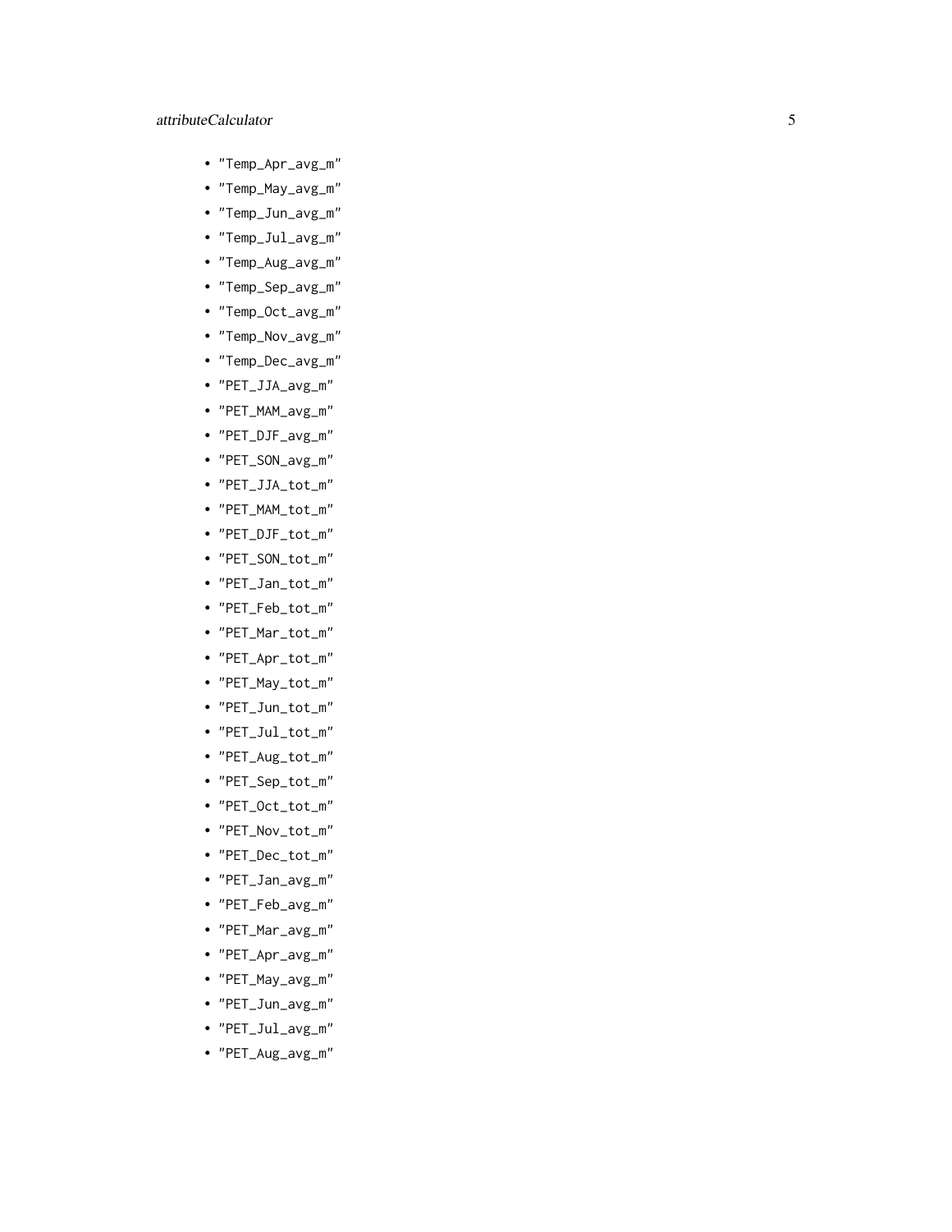- "Temp_Apr_avg_m"
- "Temp_May_avg_m"
- "Temp_Jun_avg_m"
- "Temp_Jul_avg_m"
- "Temp_Aug_avg_m"
- "Temp_Sep_avg_m"
- "Temp_Oct_avg_m"
- "Temp_Nov_avg_m"
- "Temp_Dec_avg_m"
- "PET_JJA_avg_m"
- "PET_MAM_avg_m"
- "PET_DJF_avg_m"
- "PET_SON_avg_m"
- "PET_JJA_tot_m"
- "PET_MAM_tot_m"
- "PET_DJF_tot_m"
- "PET_SON_tot_m"
- "PET_Jan_tot_m"
- "PET_Feb_tot_m"
- "PET_Mar_tot_m"
- "PET_Apr_tot_m"
- "PET_May_tot_m"
- "PET_Jun_tot_m"
- "PET_Jul_tot_m"
- "PET_Aug_tot_m"
- "PET_Sep_tot_m"
- "PET_Oct_tot_m"
- "PET_Nov_tot_m"
- "PET_Dec_tot_m"
- "PET_Jan_avg_m"
- "PET_Feb_avg_m"
- "PET_Mar_avg_m"
- "PET_Apr_avg_m"
- "PET_May_avg_m"
- "PET_Jun_avg_m"
- "PET_Jul_avg_m"
- "PET_Aug_avg_m"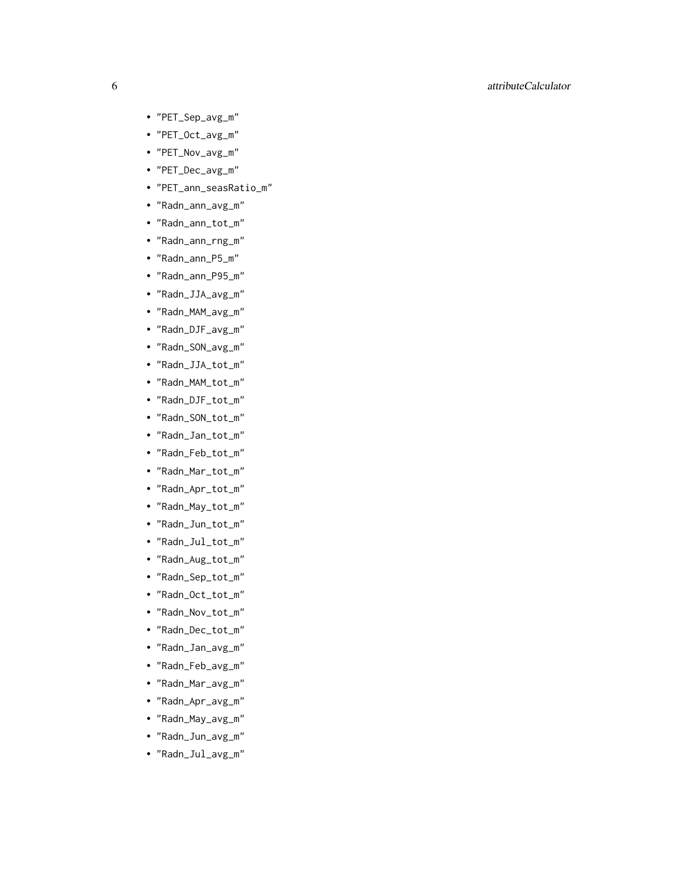- "PET_Sep_avg_m"
- "PET_Oct_avg_m"
- "PET_Nov_avg_m"
- "PET_Dec_avg_m"
- "PET_ann_seasRatio_m"
- "Radn_ann_avg_m"
- "Radn_ann_tot_m"
- "Radn_ann_rng_m"
- "Radn_ann_P5_m"
- "Radn_ann_P95_m"
- "Radn_JJA_avg_m"
- "Radn_MAM_avg_m"
- "Radn_DJF_avg_m"
- "Radn_SON_avg_m"
- "Radn_JJA_tot_m"
- "Radn_MAM_tot_m"
- "Radn_DJF_tot_m"
- "Radn_SON_tot_m"
- "Radn_Jan_tot_m"
- "Radn_Feb_tot_m"
- "Radn_Mar_tot_m"
- "Radn_Apr_tot_m"
- "Radn_May_tot_m"
- "Radn_Jun_tot_m"
- "Radn_Jul_tot_m"
- "Radn_Aug_tot_m"
- "Radn_Sep_tot_m"
- "Radn_Oct_tot_m"
- "Radn_Nov_tot_m"
- "Radn_Dec_tot_m"
- "Radn_Jan_avg_m"
- "Radn_Feb_avg_m"
- "Radn_Mar_avg_m"
- "Radn_Apr_avg_m"
- "Radn_May_avg_m"
- "Radn_Jun_avg_m"
- "Radn_Jul_avg_m"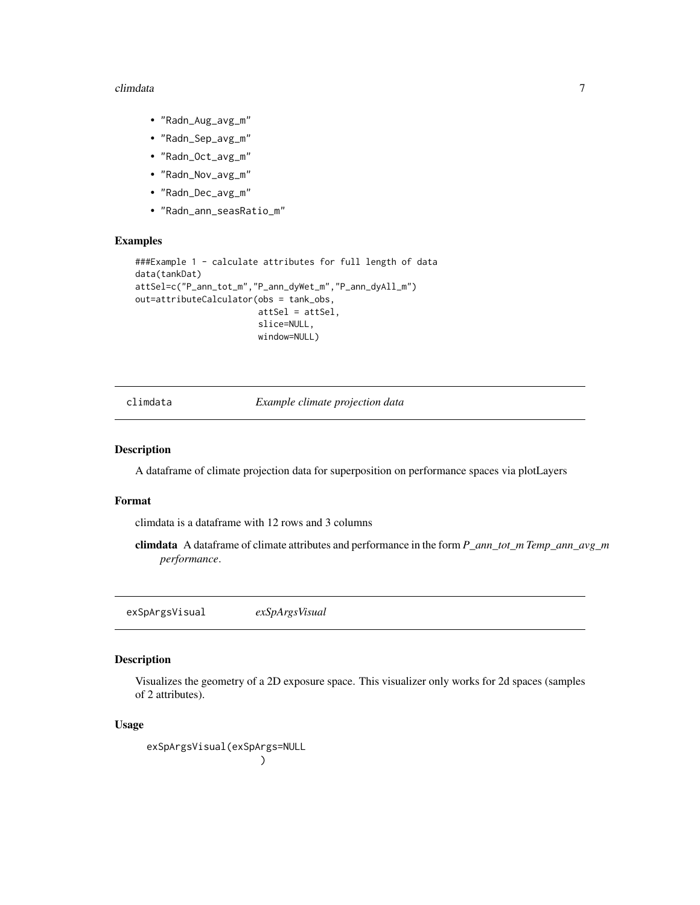- "Radn_Aug_avg_m"
- "Radn_Sep_avg_m"
- "Radn_Oct_avg_m"
- "Radn_Nov_avg_m"
- "Radn_Dec_avg_m"
- "Radn_ann_seasRatio_m"

### Examples

```
###Example 1 - calculate attributes for full length of data
data(tankDat)
attSel=c("P_ann_tot_m","P_ann_dyWet_m","P_ann_dyAll_m")
out=attributeCalculator(obs = tank_obs,
                        attSel = attSel,
                        slice=NULL,
                        window=NULL)
```

## climdata — *Example climate projection data*

### Description

A dataframe of climate projection data for superposition on performance spaces via plotLayers

### Format

climdata is a dataframe with 12 rows and 3 columns

**climdata** A dataframe of climate attributes and performance in the form *P_ann_tot_m Temp_ann_avg_m performance*.

## exSpArgsVisual — *exSpArgsVisual*

### Description

Visualizes the geometry of a 2D exposure space. This visualizer only works for 2d spaces (samples of 2 attributes).

### Usage

```
exSpArgsVisual(exSpArgs=NULL
              )
```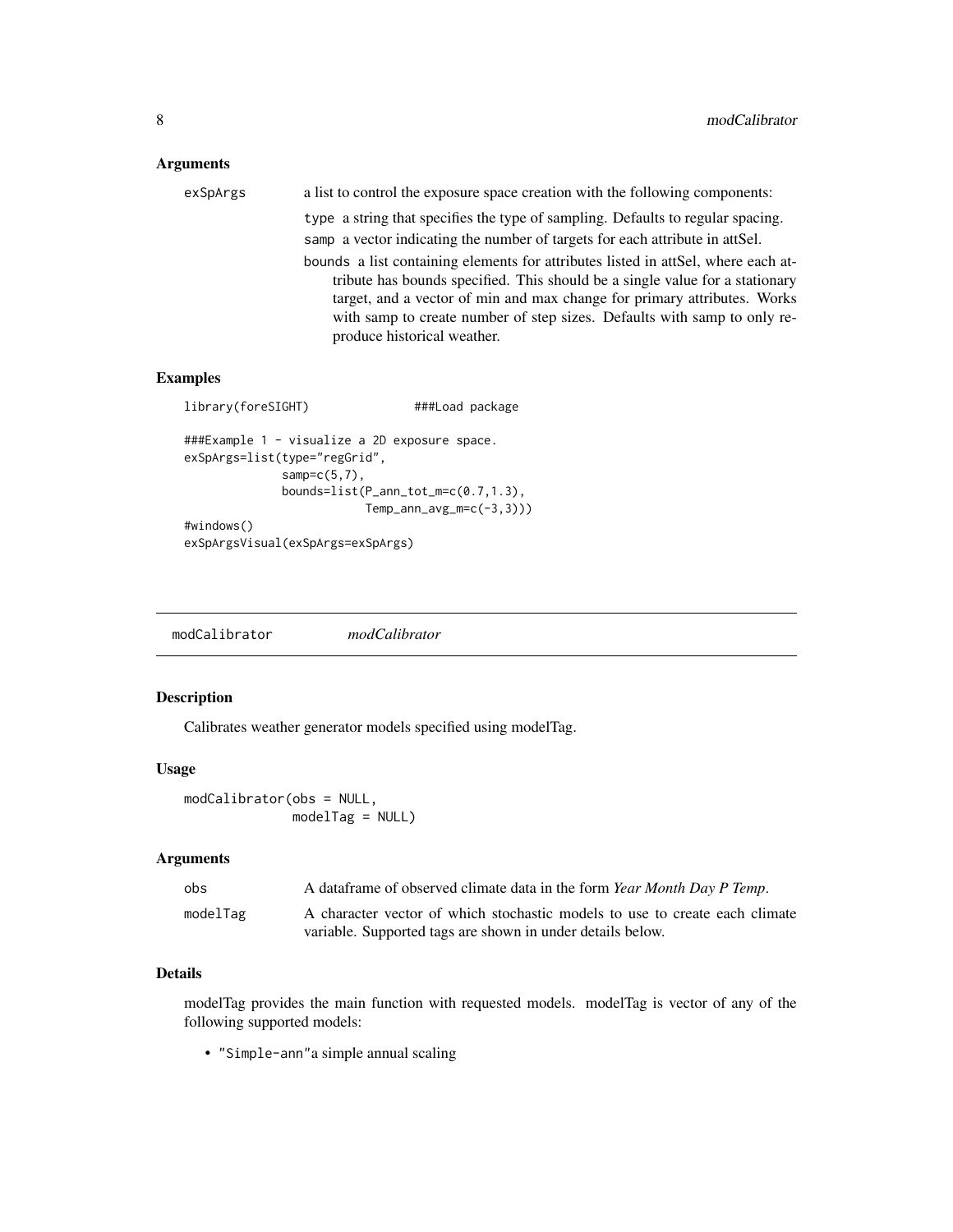### Arguments

**exSpArgs** a list to control the exposure space creation with the following components:

- `type` a string that specifies the type of sampling. Defaults to regular spacing.
- `samp` a vector indicating the number of targets for each attribute in attSel.
- `bounds` a list containing elements for attributes listed in attSel, where each attribute has bounds specified. This should be a single value for a stationary target, and a vector of min and max change for primary attributes. Works with samp to create number of step sizes. Defaults with samp to only reproduce historical weather.

### Examples

```
library(foreSIGHT)              ###Load package

###Example 1 - visualize a 2D exposure space.
exSpArgs=list(type="regGrid",
              samp=c(5,7),
              bounds=list(P_ann_tot_m=c(0.7,1.3),
                          Temp_ann_avg_m=c(-3,3)))
#windows()
exSpArgsVisual(exSpArgs=exSpArgs)
```

---

## modCalibrator *modCalibrator*

### Description

Calibrates weather generator models specified using modelTag.

### Usage

```
modCalibrator(obs = NULL,
              modelTag = NULL)
```

### Arguments

| | |
|---|---|
| `obs` | A dataframe of observed climate data in the form *Year Month Day P Temp*. |
| `modelTag` | A character vector of which stochastic models to use to create each climate variable. Supported tags are shown in under details below. |

### Details

modelTag provides the main function with requested models. modelTag is vector of any of the following supported models:

- `"Simple-ann"`a simple annual scaling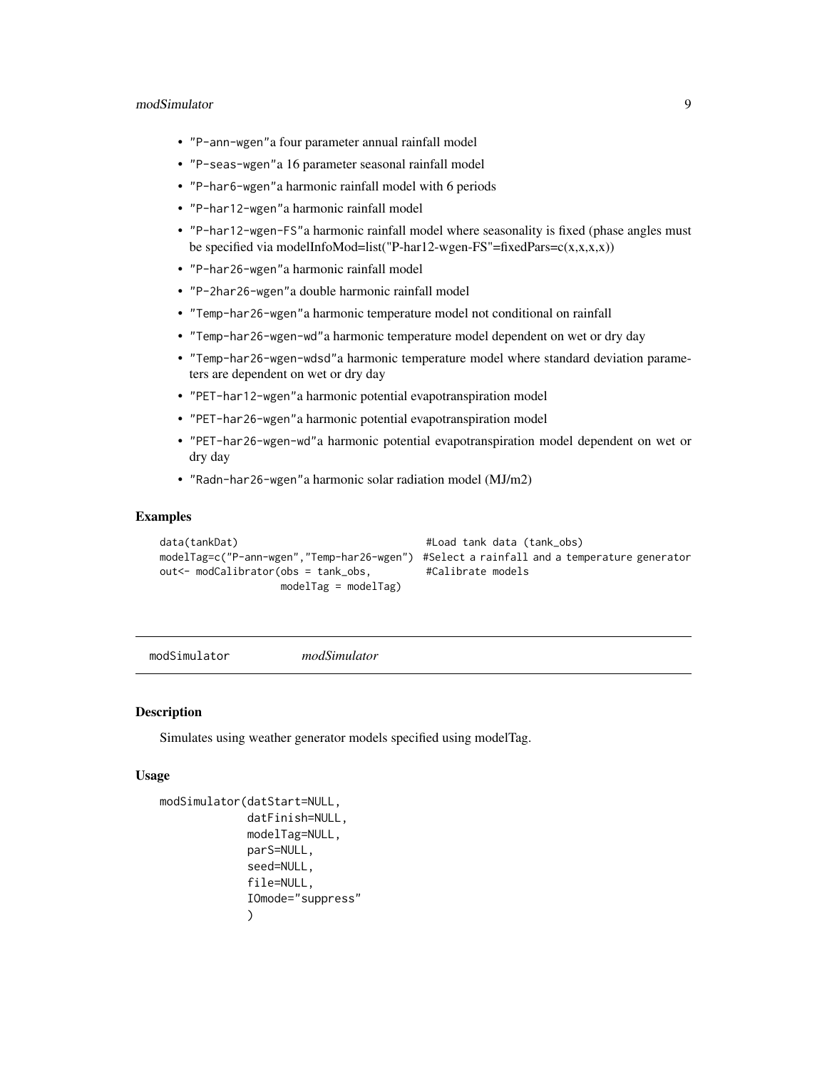- "P-ann-wgen"a four parameter annual rainfall model
- "P-seas-wgen"a 16 parameter seasonal rainfall model
- "P-har6-wgen"a harmonic rainfall model with 6 periods
- "P-har12-wgen"a harmonic rainfall model
- "P-har12-wgen-FS"a harmonic rainfall model where seasonality is fixed (phase angles must be specified via modelInfoMod=list("P-har12-wgen-FS"=fixedPars=c(x,x,x,x))
- "P-har26-wgen"a harmonic rainfall model
- "P-2har26-wgen"a double harmonic rainfall model
- "Temp-har26-wgen"a harmonic temperature model not conditional on rainfall
- "Temp-har26-wgen-wd"a harmonic temperature model dependent on wet or dry day
- "Temp-har26-wgen-wdsd"a harmonic temperature model where standard deviation parameters are dependent on wet or dry day
- "PET-har12-wgen"a harmonic potential evapotranspiration model
- "PET-har26-wgen"a harmonic potential evapotranspiration model
- "PET-har26-wgen-wd"a harmonic potential evapotranspiration model dependent on wet or dry day
- "Radn-har26-wgen"a harmonic solar radiation model (MJ/m2)

### Examples

```
data(tankDat)                               #Load tank data (tank_obs)
modelTag=c("P-ann-wgen","Temp-har26-wgen")  #Select a rainfall and a temperature generator
out<- modCalibrator(obs = tank_obs,         #Calibrate models
                    modelTag = modelTag)
```

---

## modSimulator *modSimulator*

### Description

Simulates using weather generator models specified using modelTag.

### Usage

```
modSimulator(datStart=NULL,
             datFinish=NULL,
             modelTag=NULL,
             parS=NULL,
             seed=NULL,
             file=NULL,
             IOmode="suppress"
             )
```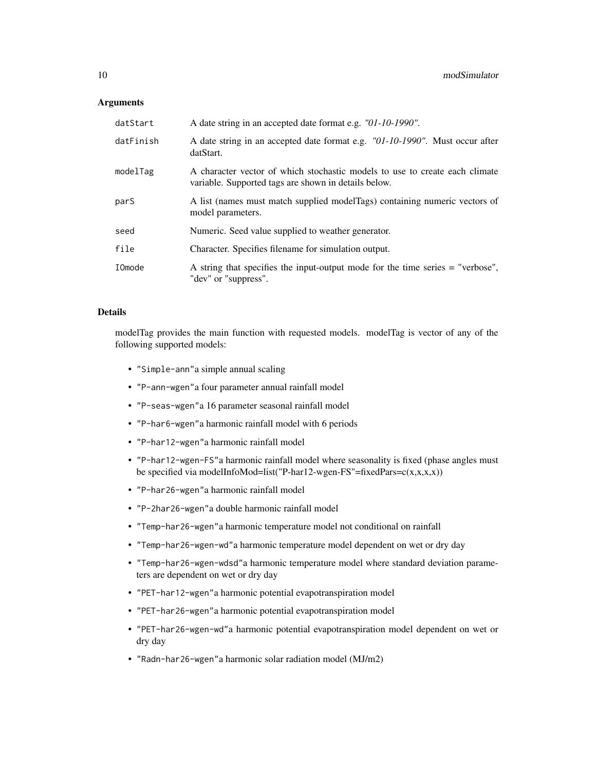## Arguments

| | |
|---|---|
| datStart | A date string in an accepted date format e.g. *"01-10-1990"*. |
| datFinish | A date string in an accepted date format e.g. *"01-10-1990"*. Must occur after datStart. |
| modelTag | A character vector of which stochastic models to use to create each climate variable. Supported tags are shown in details below. |
| parS | A list (names must match supplied modelTags) containing numeric vectors of model parameters. |
| seed | Numeric. Seed value supplied to weather generator. |
| file | Character. Specifies filename for simulation output. |
| IOmode | A string that specifies the input-output mode for the time series = "verbose", "dev" or "suppress". |

## Details

modelTag provides the main function with requested models. modelTag is vector of any of the following supported models:

- `"Simple-ann"`a simple annual scaling
- `"P-ann-wgen"`a four parameter annual rainfall model
- `"P-seas-wgen"`a 16 parameter seasonal rainfall model
- `"P-har6-wgen"`a harmonic rainfall model with 6 periods
- `"P-har12-wgen"`a harmonic rainfall model
- `"P-har12-wgen-FS"`a harmonic rainfall model where seasonality is fixed (phase angles must be specified via modelInfoMod=list("P-har12-wgen-FS"=fixedPars=c(x,x,x,x))
- `"P-har26-wgen"`a harmonic rainfall model
- `"P-2har26-wgen"`a double harmonic rainfall model
- `"Temp-har26-wgen"`a harmonic temperature model not conditional on rainfall
- `"Temp-har26-wgen-wd"`a harmonic temperature model dependent on wet or dry day
- `"Temp-har26-wgen-wdsd"`a harmonic temperature model where standard deviation parameters are dependent on wet or dry day
- `"PET-har12-wgen"`a harmonic potential evapotranspiration model
- `"PET-har26-wgen"`a harmonic potential evapotranspiration model
- `"PET-har26-wgen-wd"`a harmonic potential evapotranspiration model dependent on wet or dry day
- `"Radn-har26-wgen"`a harmonic solar radiation model (MJ/m2)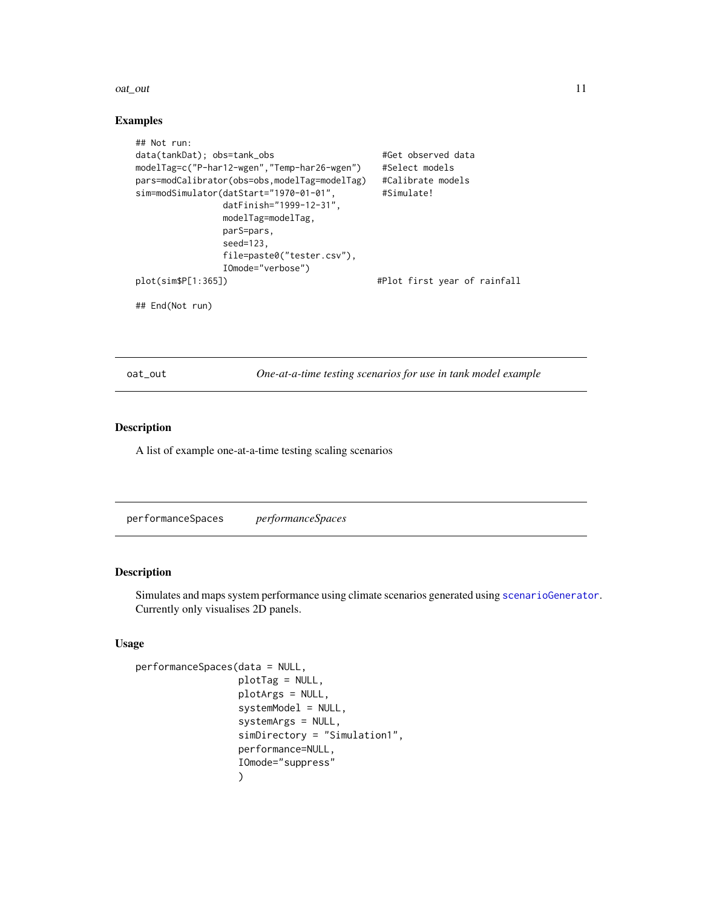## Examples

```
## Not run:
data(tankDat); obs=tank_obs                      #Get observed data
modelTag=c("P-har12-wgen","Temp-har26-wgen")     #Select models
pars=modCalibrator(obs=obs,modelTag=modelTag)    #Calibrate models
sim=modSimulator(datStart="1970-01-01",          #Simulate!
                 datFinish="1999-12-31",
                 modelTag=modelTag,
                 parS=pars,
                 seed=123,
                 file=paste0("tester.csv"),
                 IOmode="verbose")
plot(sim$P[1:365])                              #Plot first year of rainfall

## End(Not run)
```

---

# oat_out — *One-at-a-time testing scenarios for use in tank model example*

## Description

A list of example one-at-a-time testing scaling scenarios

---

# performanceSpaces — *performanceSpaces*

## Description

Simulates and maps system performance using climate scenarios generated using scenarioGenerator. Currently only visualises 2D panels.

## Usage

```
performanceSpaces(data = NULL,
                  plotTag = NULL,
                  plotArgs = NULL,
                  systemModel = NULL,
                  systemArgs = NULL,
                  simDirectory = "Simulation1",
                  performance=NULL,
                  IOmode="suppress"
                  )
```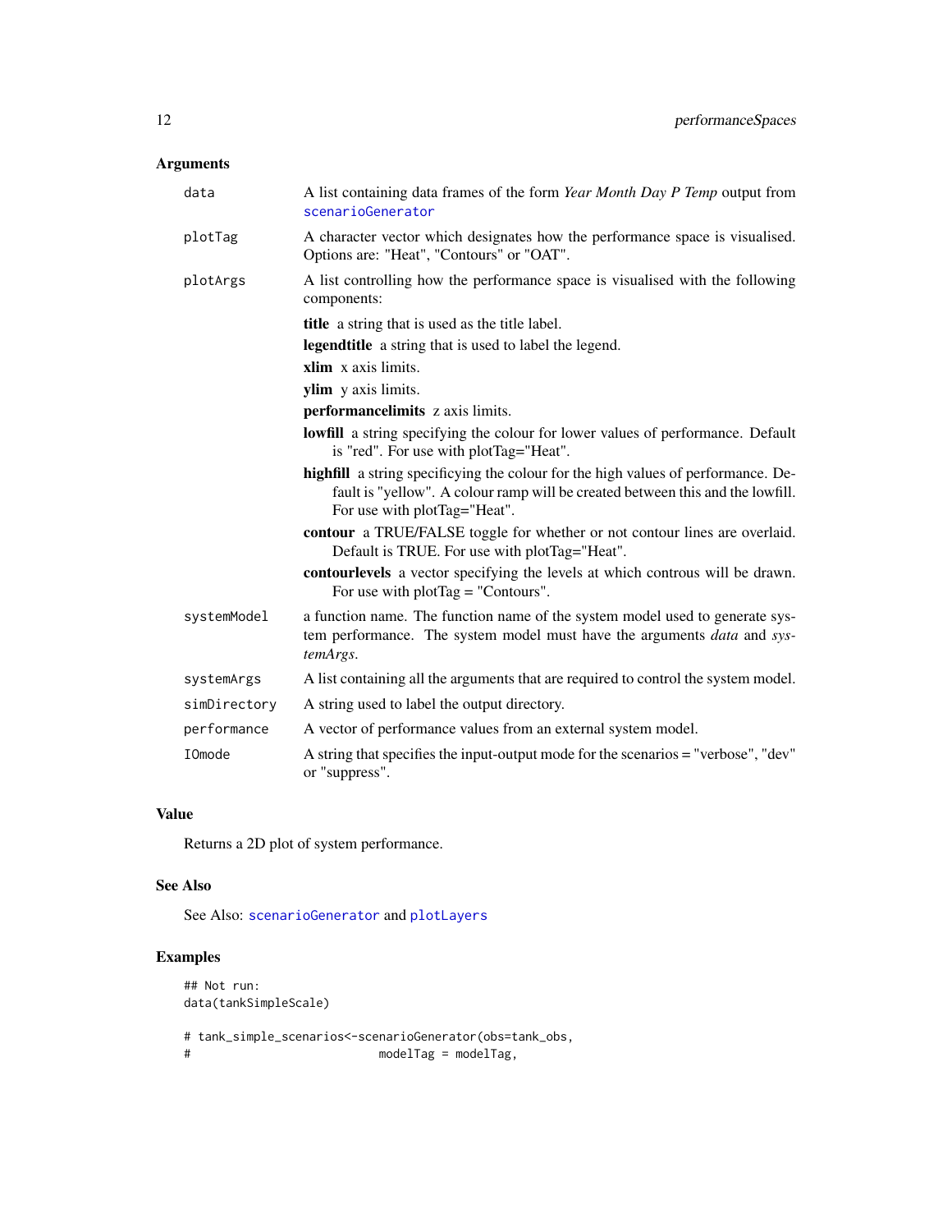## Arguments

| | |
|---|---|
| `data` | A list containing data frames of the form *Year Month Day P Temp* output from `scenarioGenerator` |
| `plotTag` | A character vector which designates how the performance space is visualised. Options are: "Heat", "Contours" or "OAT". |
| `plotArgs` | A list controlling how the performance space is visualised with the following components: **title** a string that is used as the title label. **legendtitle** a string that is used to label the legend. **xlim** x axis limits. **ylim** y axis limits. **performancelimits** z axis limits. **lowfill** a string specifying the colour for lower values of performance. Default is "red". For use with plotTag="Heat". **highfill** a string specificying the colour for the high values of performance. Default is "yellow". A colour ramp will be created between this and the lowfill. For use with plotTag="Heat". **contour** a TRUE/FALSE toggle for whether or not contour lines are overlaid. Default is TRUE. For use with plotTag="Heat". **contourlevels** a vector specifying the levels at which controus will be drawn. For use with plotTag = "Contours". |
| `systemModel` | a function name. The function name of the system model used to generate system performance. The system model must have the arguments *data* and *systemArgs*. |
| `systemArgs` | A list containing all the arguments that are required to control the system model. |
| `simDirectory` | A string used to label the output directory. |
| `performance` | A vector of performance values from an external system model. |
| `IOmode` | A string that specifies the input-output mode for the scenarios = "verbose", "dev" or "suppress". |

## Value

Returns a 2D plot of system performance.

## See Also

See Also: `scenarioGenerator` and `plotLayers`

## Examples

```
## Not run:
data(tankSimpleScale)

# tank_simple_scenarios<-scenarioGenerator(obs=tank_obs,
#                          modelTag = modelTag,
```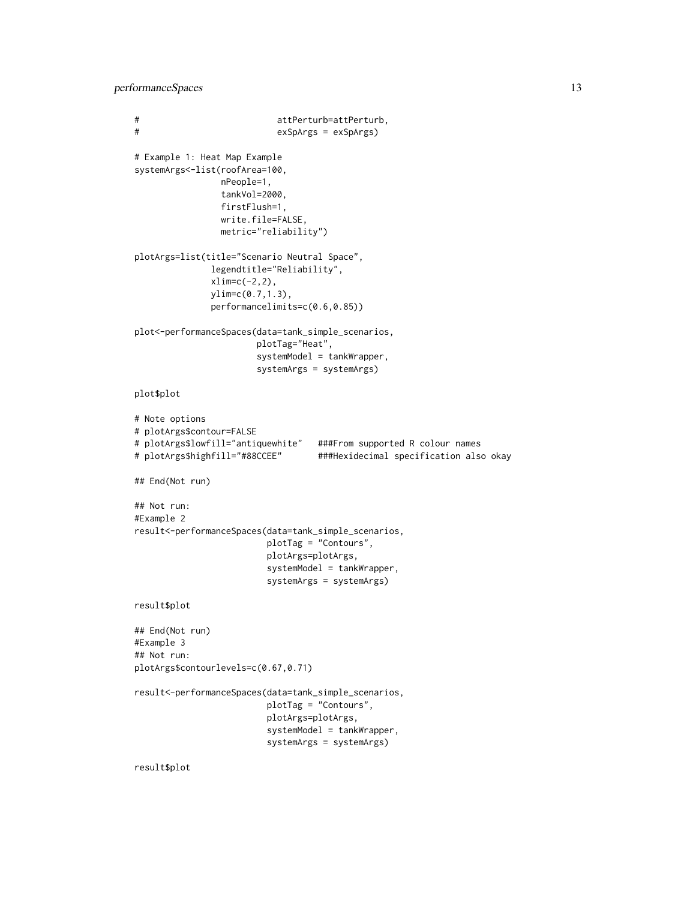```
#                           attPerturb=attPerturb,
#                           exSpArgs = exSpArgs)

# Example 1: Heat Map Example
systemArgs<-list(roofArea=100,
                 nPeople=1,
                 tankVol=2000,
                 firstFlush=1,
                 write.file=FALSE,
                 metric="reliability")

plotArgs=list(title="Scenario Neutral Space",
              legendtitle="Reliability",
              xlim=c(-2,2),
              ylim=c(0.7,1.3),
              performancelimits=c(0.6,0.85))

plot<-performanceSpaces(data=tank_simple_scenarios,
                        plotTag="Heat",
                        systemModel = tankWrapper,
                        systemArgs = systemArgs)

plot$plot

# Note options
# plotArgs$contour=FALSE
# plotArgs$lowfill="antiquewhite"   ###From supported R colour names
# plotArgs$highfill="#88CCEE"       ###Hexidecimal specification also okay

## End(Not run)

## Not run:
#Example 2
result<-performanceSpaces(data=tank_simple_scenarios,
                          plotTag = "Contours",
                          plotArgs=plotArgs,
                          systemModel = tankWrapper,
                          systemArgs = systemArgs)

result$plot

## End(Not run)
#Example 3
## Not run:
plotArgs$contourlevels=c(0.67,0.71)

result<-performanceSpaces(data=tank_simple_scenarios,
                          plotTag = "Contours",
                          plotArgs=plotArgs,
                          systemModel = tankWrapper,
                          systemArgs = systemArgs)

result$plot
```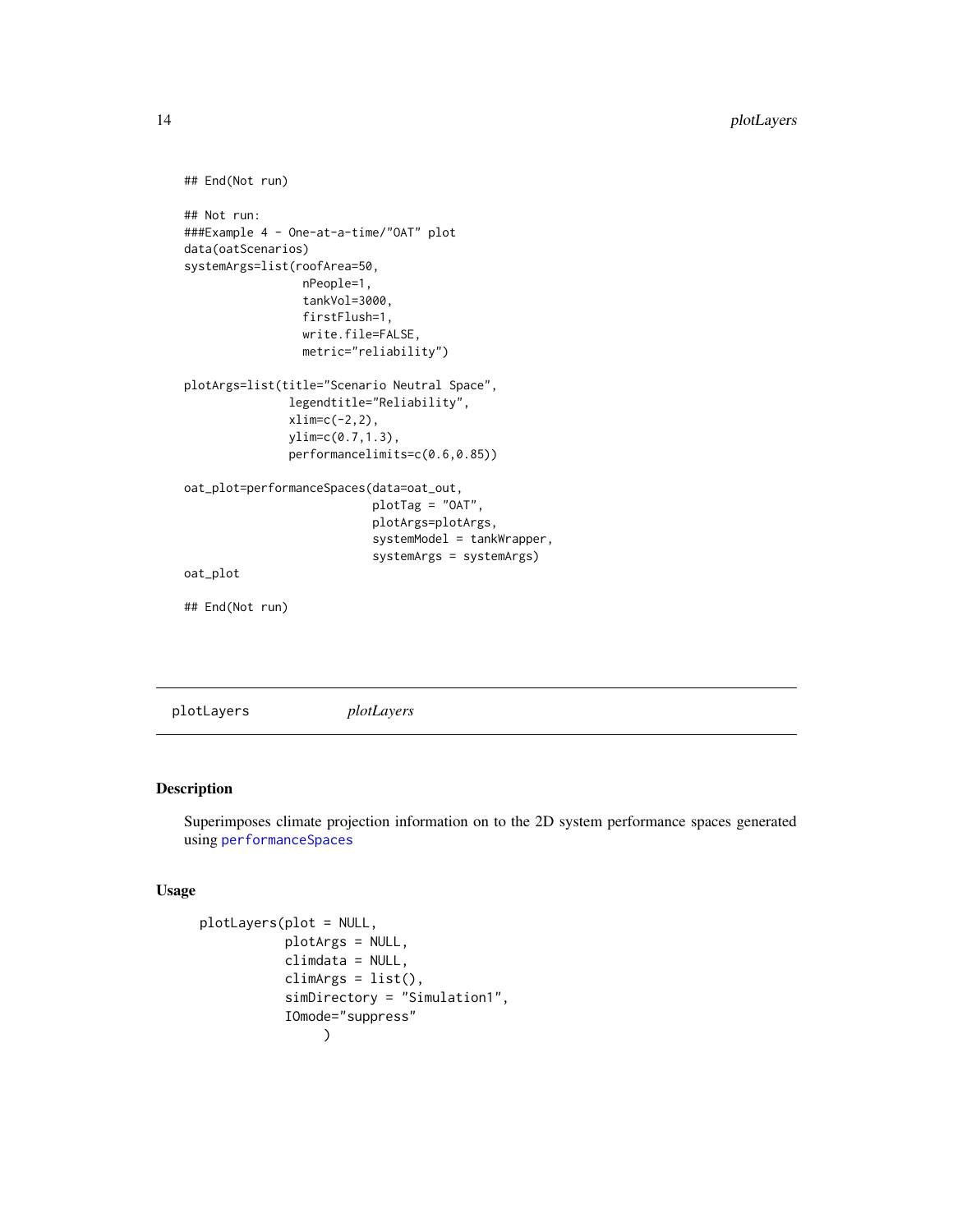```
## End(Not run)

## Not run:
###Example 4 - One-at-a-time/"OAT" plot
data(oatScenarios)
systemArgs=list(roofArea=50,
                nPeople=1,
                tankVol=3000,
                firstFlush=1,
                write.file=FALSE,
                metric="reliability")

plotArgs=list(title="Scenario Neutral Space",
              legendtitle="Reliability",
              xlim=c(-2,2),
              ylim=c(0.7,1.3),
              performancelimits=c(0.6,0.85))

oat_plot=performanceSpaces(data=oat_out,
                           plotTag = "OAT",
                           plotArgs=plotArgs,
                           systemModel = tankWrapper,
                           systemArgs = systemArgs)
oat_plot

## End(Not run)
```

## plotLayers *plotLayers*

### Description

Superimposes climate projection information on to the 2D system performance spaces generated using performanceSpaces

### Usage

```
plotLayers(plot = NULL,
           plotArgs = NULL,
           climdata = NULL,
           climArgs = list(),
           simDirectory = "Simulation1",
           IOmode="suppress"
                )
```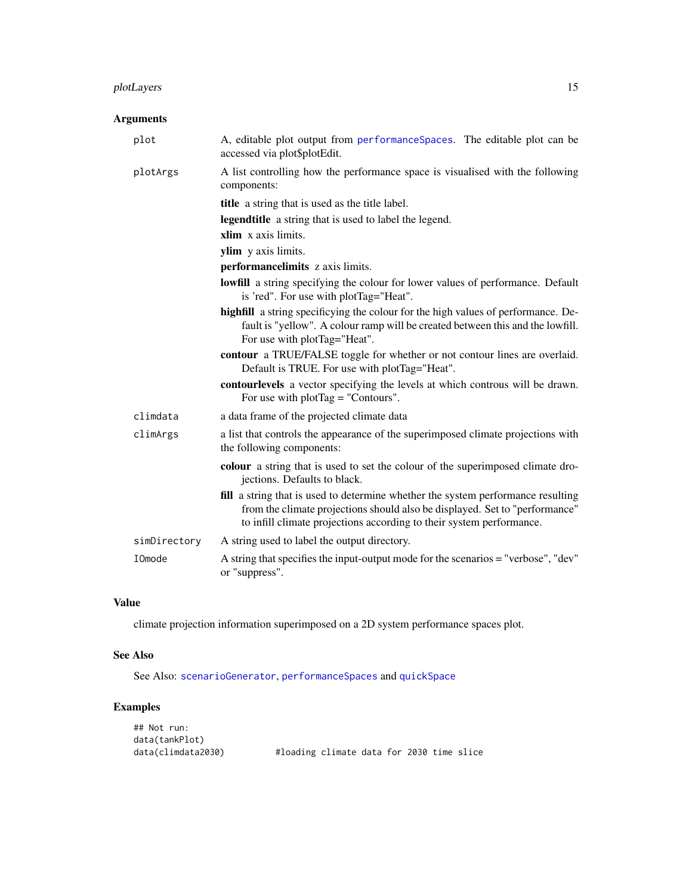## Arguments

**plot** — A, editable plot output from `performanceSpaces`. The editable plot can be accessed via plot$plotEdit.

**plotArgs** — A list controlling how the performance space is visualised with the following components:

- **title** a string that is used as the title label.
- **legendtitle** a string that is used to label the legend.
- **xlim** x axis limits.
- **ylim** y axis limits.
- **performancelimits** z axis limits.
- **lowfill** a string specifying the colour for lower values of performance. Default is 'red". For use with plotTag="Heat".
- **highfill** a string specificying the colour for the high values of performance. Default is "yellow". A colour ramp will be created between this and the lowfill. For use with plotTag="Heat".
- **contour** a TRUE/FALSE toggle for whether or not contour lines are overlaid. Default is TRUE. For use with plotTag="Heat".
- **contourlevels** a vector specifying the levels at which controus will be drawn. For use with plotTag = "Contours".

**climdata** — a data frame of the projected climate data

**climArgs** — a list that controls the appearance of the superimposed climate projections with the following components:

- **colour** a string that is used to set the colour of the superimposed climate drojections. Defaults to black.
- **fill** a string that is used to determine whether the system performance resulting from the climate projections should also be displayed. Set to "performance" to infill climate projections according to their system performance.

**simDirectory** — A string used to label the output directory.

**IOmode** — A string that specifies the input-output mode for the scenarios = "verbose", "dev" or "suppress".

## Value

climate projection information superimposed on a 2D system performance spaces plot.

## See Also

See Also: `scenarioGenerator`, `performanceSpaces` and `quickSpace`

## Examples

```
## Not run:
data(tankPlot)
data(climdata2030)          #loading climate data for 2030 time slice
```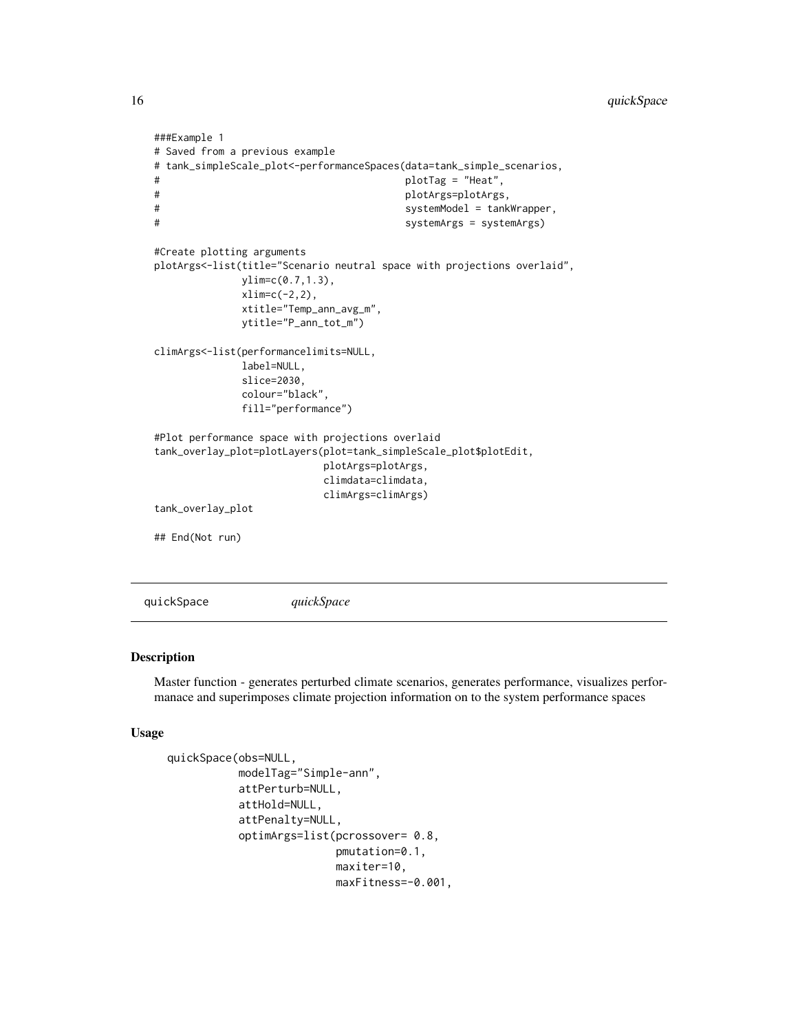```
###Example 1
# Saved from a previous example
# tank_simpleScale_plot<-performanceSpaces(data=tank_simple_scenarios,
#                                          plotTag = "Heat",
#                                          plotArgs=plotArgs,
#                                          systemModel = tankWrapper,
#                                          systemArgs = systemArgs)

#Create plotting arguments
plotArgs<-list(title="Scenario neutral space with projections overlaid",
               ylim=c(0.7,1.3),
               xlim=c(-2,2),
               xtitle="Temp_ann_avg_m",
               ytitle="P_ann_tot_m")

climArgs<-list(performancelimits=NULL,
               label=NULL,
               slice=2030,
               colour="black",
               fill="performance")

#Plot performance space with projections overlaid
tank_overlay_plot=plotLayers(plot=tank_simpleScale_plot$plotEdit,
                             plotArgs=plotArgs,
                             climdata=climdata,
                             climArgs=climArgs)
tank_overlay_plot

## End(Not run)
```

---

quickSpace &emsp;&emsp; *quickSpace*

---

### Description

Master function - generates perturbed climate scenarios, generates performance, visualizes performanace and superimposes climate projection information on to the system performance spaces

### Usage

```
quickSpace(obs=NULL,
           modelTag="Simple-ann",
           attPerturb=NULL,
           attHold=NULL,
           attPenalty=NULL,
           optimArgs=list(pcrossover= 0.8,
                          pmutation=0.1,
                          maxiter=10,
                          maxFitness=-0.001,
```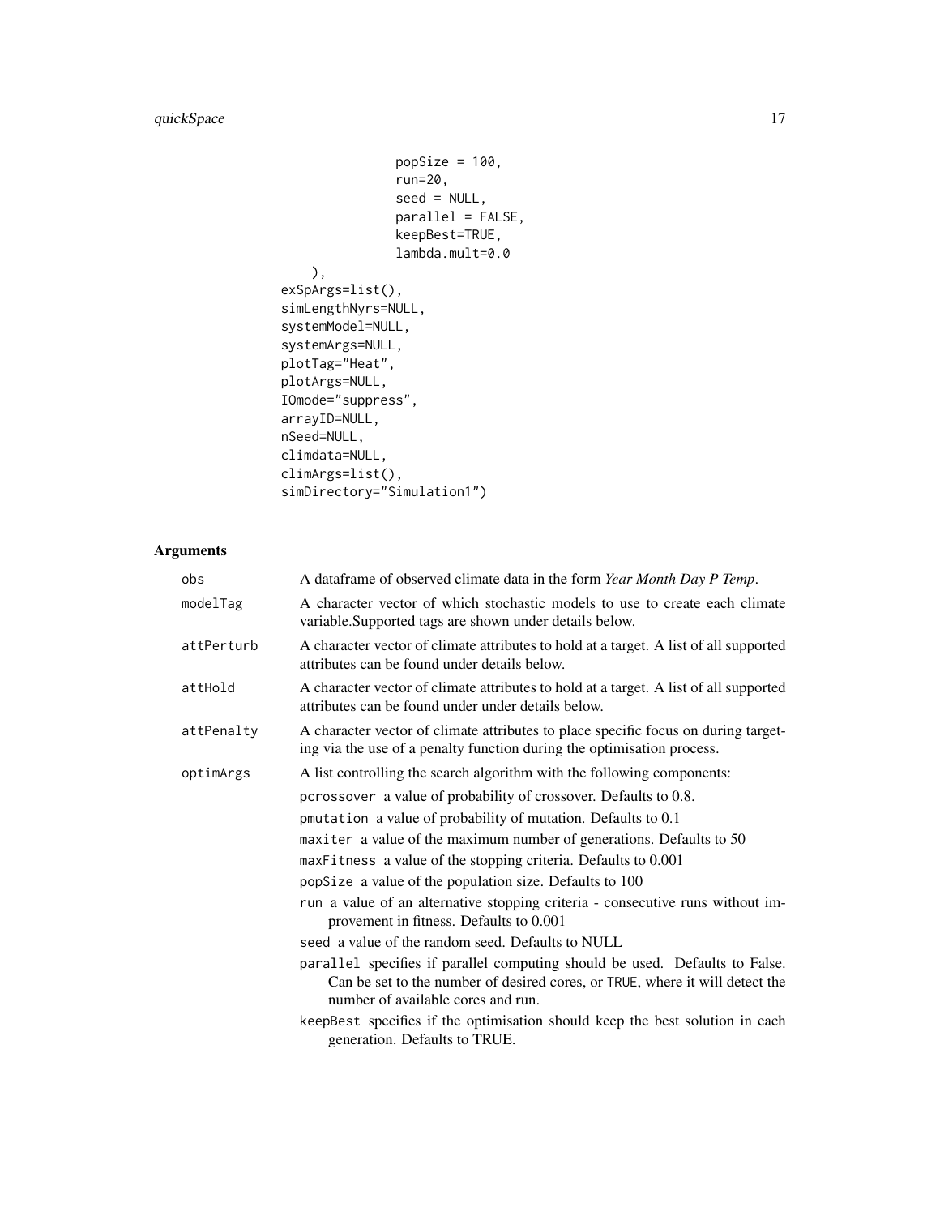```
                popSize = 100,
                run=20,
                seed = NULL,
                parallel = FALSE,
                keepBest=TRUE,
                lambda.mult=0.0
    ),
exSpArgs=list(),
simLengthNyrs=NULL,
systemModel=NULL,
systemArgs=NULL,
plotTag="Heat",
plotArgs=NULL,
IOmode="suppress",
arrayID=NULL,
nSeed=NULL,
climdata=NULL,
climArgs=list(),
simDirectory="Simulation1")
```

## Arguments

| | |
|---|---|
| `obs` | A dataframe of observed climate data in the form *Year Month Day P Temp*. |
| `modelTag` | A character vector of which stochastic models to use to create each climate variable.Supported tags are shown under details below. |
| `attPerturb` | A character vector of climate attributes to hold at a target. A list of all supported attributes can be found under details below. |
| `attHold` | A character vector of climate attributes to hold at a target. A list of all supported attributes can be found under under details below. |
| `attPenalty` | A character vector of climate attributes to place specific focus on during targeting via the use of a penalty function during the optimisation process. |
| `optimArgs` | A list controlling the search algorithm with the following components:<br>`pcrossover` a value of probability of crossover. Defaults to 0.8.<br>`pmutation` a value of probability of mutation. Defaults to 0.1<br>`maxiter` a value of the maximum number of generations. Defaults to 50<br>`maxFitness` a value of the stopping criteria. Defaults to 0.001<br>`popSize` a value of the population size. Defaults to 100<br>`run` a value of an alternative stopping criteria - consecutive runs without improvement in fitness. Defaults to 0.001<br>`seed` a value of the random seed. Defaults to NULL<br>`parallel` specifies if parallel computing should be used. Defaults to False. Can be set to the number of desired cores, or `TRUE`, where it will detect the number of available cores and run.<br>`keepBest` specifies if the optimisation should keep the best solution in each generation. Defaults to TRUE. |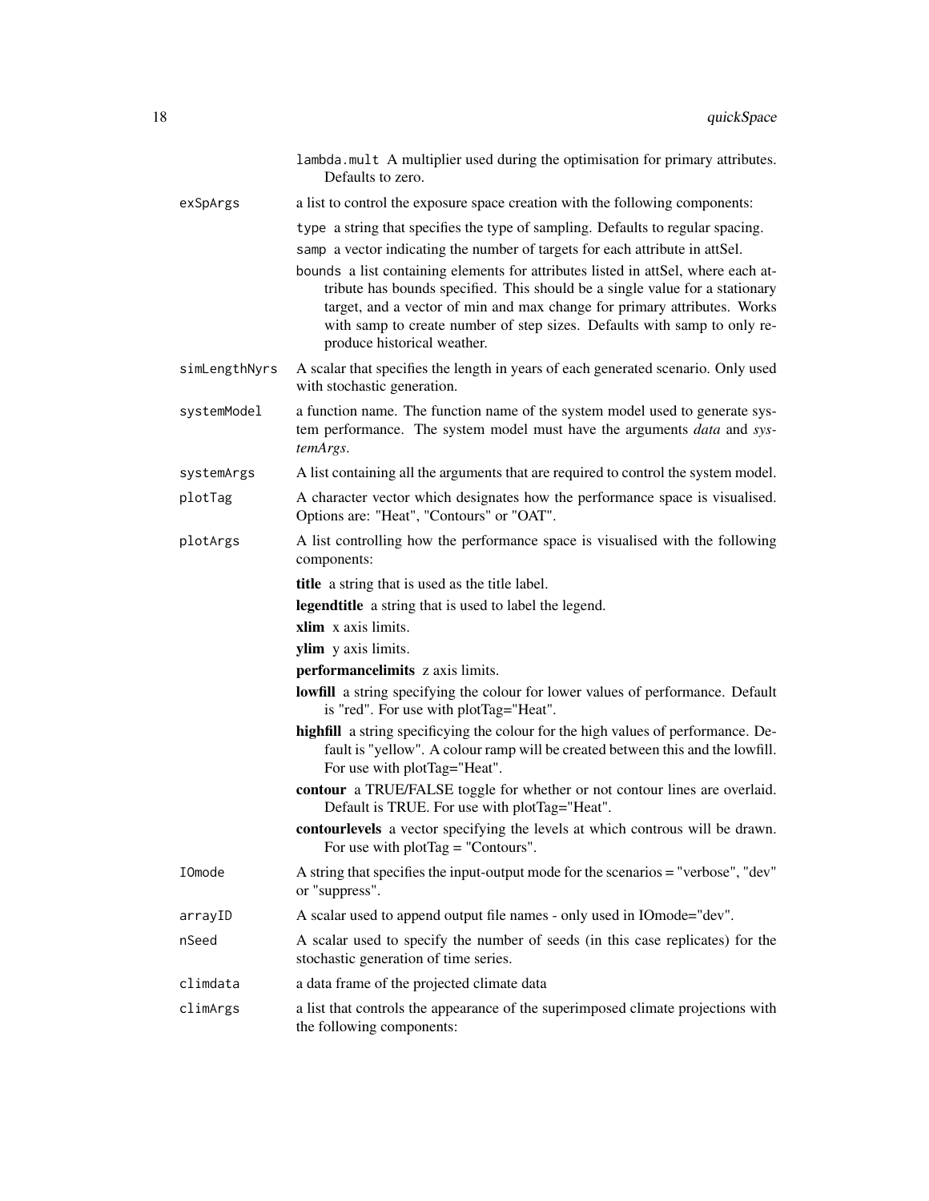`lambda.mult` A multiplier used during the optimisation for primary attributes. Defaults to zero.

`exSpArgs` a list to control the exposure space creation with the following components:

- `type` a string that specifies the type of sampling. Defaults to regular spacing.
- `samp` a vector indicating the number of targets for each attribute in attSel.
- `bounds` a list containing elements for attributes listed in attSel, where each attribute has bounds specified. This should be a single value for a stationary target, and a vector of min and max change for primary attributes. Works with samp to create number of step sizes. Defaults with samp to only reproduce historical weather.

`simLengthNyrs` A scalar that specifies the length in years of each generated scenario. Only used with stochastic generation.

`systemModel` a function name. The function name of the system model used to generate system performance. The system model must have the arguments *data* and *systemArgs*.

`systemArgs` A list containing all the arguments that are required to control the system model.

`plotTag` A character vector which designates how the performance space is visualised. Options are: "Heat", "Contours" or "OAT".

`plotArgs` A list controlling how the performance space is visualised with the following components:

- **title** a string that is used as the title label.
- **legendtitle** a string that is used to label the legend.
- **xlim** x axis limits.
- **ylim** y axis limits.
- **performancelimits** z axis limits.
- **lowfill** a string specifying the colour for lower values of performance. Default is "red". For use with plotTag="Heat".
- **highfill** a string specificying the colour for the high values of performance. Default is "yellow". A colour ramp will be created between this and the lowfill. For use with plotTag="Heat".
- **contour** a TRUE/FALSE toggle for whether or not contour lines are overlaid. Default is TRUE. For use with plotTag="Heat".
- **contourlevels** a vector specifying the levels at which controus will be drawn. For use with plotTag = "Contours".

`IOmode` A string that specifies the input-output mode for the scenarios = "verbose", "dev" or "suppress".

`arrayID` A scalar used to append output file names - only used in IOmode="dev".

`nSeed` A scalar used to specify the number of seeds (in this case replicates) for the stochastic generation of time series.

`climdata` a data frame of the projected climate data

`climArgs` a list that controls the appearance of the superimposed climate projections with the following components: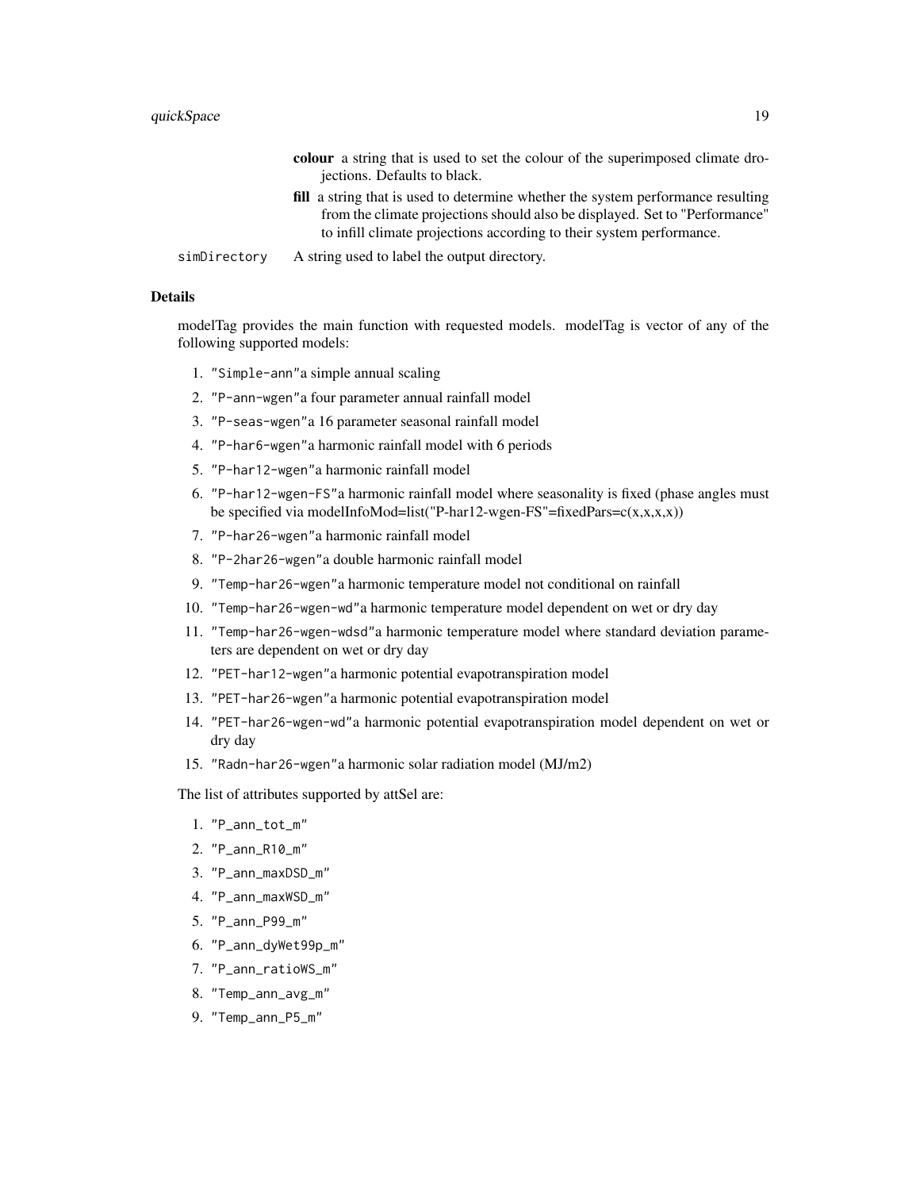**colour** a string that is used to set the colour of the superimposed climate drojections. Defaults to black.

**fill** a string that is used to determine whether the system performance resulting from the climate projections should also be displayed. Set to "Performance" to infill climate projections according to their system performance.

simDirectory A string used to label the output directory.

### Details

modelTag provides the main function with requested models. modelTag is vector of any of the following supported models:

1. "Simple-ann"a simple annual scaling
2. "P-ann-wgen"a four parameter annual rainfall model
3. "P-seas-wgen"a 16 parameter seasonal rainfall model
4. "P-har6-wgen"a harmonic rainfall model with 6 periods
5. "P-har12-wgen"a harmonic rainfall model
6. "P-har12-wgen-FS"a harmonic rainfall model where seasonality is fixed (phase angles must be specified via modelInfoMod=list("P-har12-wgen-FS"=fixedPars=c(x,x,x,x))
7. "P-har26-wgen"a harmonic rainfall model
8. "P-2har26-wgen"a double harmonic rainfall model
9. "Temp-har26-wgen"a harmonic temperature model not conditional on rainfall
10. "Temp-har26-wgen-wd"a harmonic temperature model dependent on wet or dry day
11. "Temp-har26-wgen-wdsd"a harmonic temperature model where standard deviation parameters are dependent on wet or dry day
12. "PET-har12-wgen"a harmonic potential evapotranspiration model
13. "PET-har26-wgen"a harmonic potential evapotranspiration model
14. "PET-har26-wgen-wd"a harmonic potential evapotranspiration model dependent on wet or dry day
15. "Radn-har26-wgen"a harmonic solar radiation model (MJ/m2)

The list of attributes supported by attSel are:

1. "P_ann_tot_m"
2. "P_ann_R10_m"
3. "P_ann_maxDSD_m"
4. "P_ann_maxWSD_m"
5. "P_ann_P99_m"
6. "P_ann_dyWet99p_m"
7. "P_ann_ratioWS_m"
8. "Temp_ann_avg_m"
9. "Temp_ann_P5_m"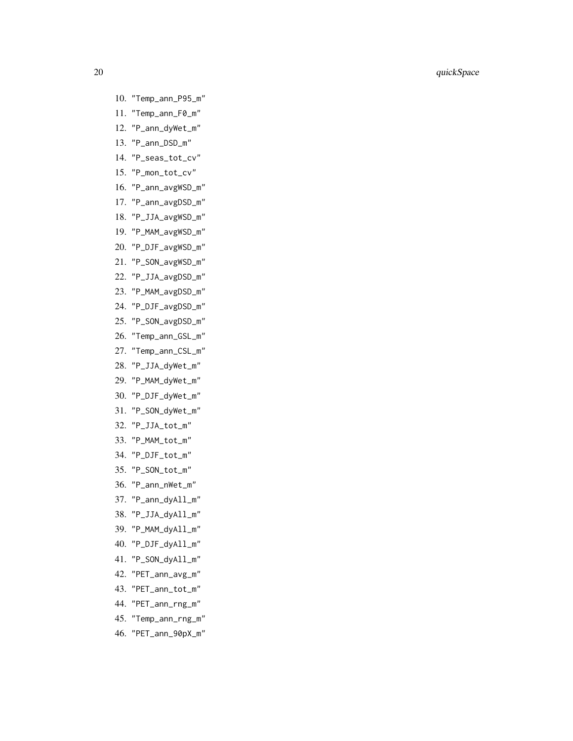10. "Temp_ann_P95_m"
11. "Temp_ann_F0_m"
12. "P_ann_dyWet_m"
13. "P_ann_DSD_m"
14. "P_seas_tot_cv"
15. "P_mon_tot_cv"
16. "P_ann_avgWSD_m"
17. "P_ann_avgDSD_m"
18. "P_JJA_avgWSD_m"
19. "P_MAM_avgWSD_m"
20. "P_DJF_avgWSD_m"
21. "P_SON_avgWSD_m"
22. "P_JJA_avgDSD_m"
23. "P_MAM_avgDSD_m"
24. "P_DJF_avgDSD_m"
25. "P_SON_avgDSD_m"
26. "Temp_ann_GSL_m"
27. "Temp_ann_CSL_m"
28. "P_JJA_dyWet_m"
29. "P_MAM_dyWet_m"
30. "P_DJF_dyWet_m"
31. "P_SON_dyWet_m"
32. "P_JJA_tot_m"
33. "P_MAM_tot_m"
34. "P_DJF_tot_m"
35. "P_SON_tot_m"
36. "P_ann_nWet_m"
37. "P_ann_dyAll_m"
38. "P_JJA_dyAll_m"
39. "P_MAM_dyAll_m"
40. "P_DJF_dyAll_m"
41. "P_SON_dyAll_m"
42. "PET_ann_avg_m"
43. "PET_ann_tot_m"
44. "PET_ann_rng_m"
45. "Temp_ann_rng_m"
46. "PET_ann_90pX_m"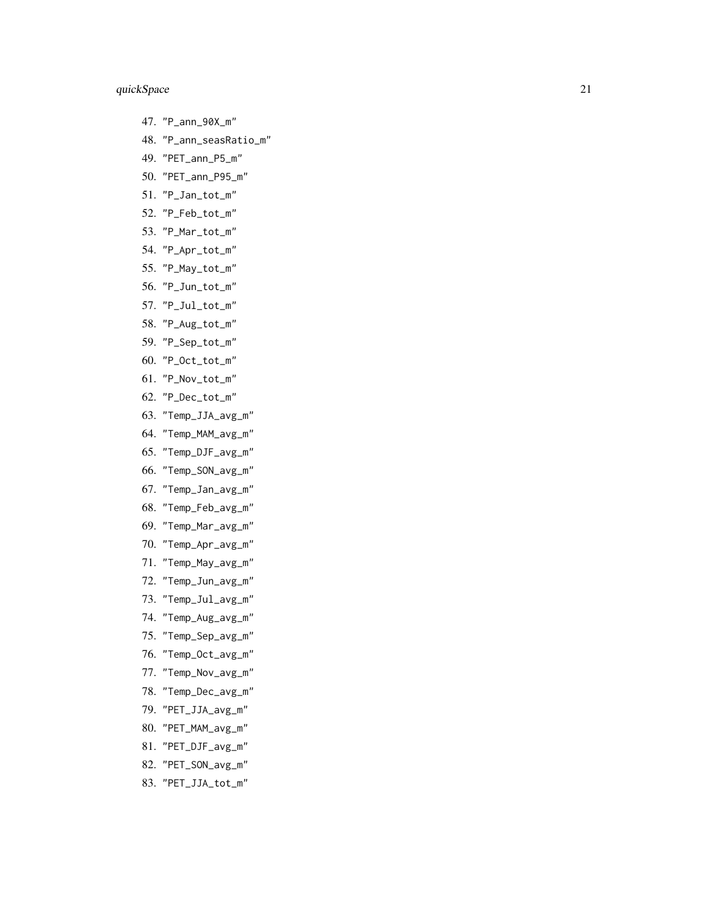47. "P_ann_90X_m"
48. "P_ann_seasRatio_m"
49. "PET_ann_P5_m"
50. "PET_ann_P95_m"
51. "P_Jan_tot_m"
52. "P_Feb_tot_m"
53. "P_Mar_tot_m"
54. "P_Apr_tot_m"
55. "P_May_tot_m"
56. "P_Jun_tot_m"
57. "P_Jul_tot_m"
58. "P_Aug_tot_m"
59. "P_Sep_tot_m"
60. "P_Oct_tot_m"
61. "P_Nov_tot_m"
62. "P_Dec_tot_m"
63. "Temp_JJA_avg_m"
64. "Temp_MAM_avg_m"
65. "Temp_DJF_avg_m"
66. "Temp_SON_avg_m"
67. "Temp_Jan_avg_m"
68. "Temp_Feb_avg_m"
69. "Temp_Mar_avg_m"
70. "Temp_Apr_avg_m"
71. "Temp_May_avg_m"
72. "Temp_Jun_avg_m"
73. "Temp_Jul_avg_m"
74. "Temp_Aug_avg_m"
75. "Temp_Sep_avg_m"
76. "Temp_Oct_avg_m"
77. "Temp_Nov_avg_m"
78. "Temp_Dec_avg_m"
79. "PET_JJA_avg_m"
80. "PET_MAM_avg_m"
81. "PET_DJF_avg_m"
82. "PET_SON_avg_m"
83. "PET_JJA_tot_m"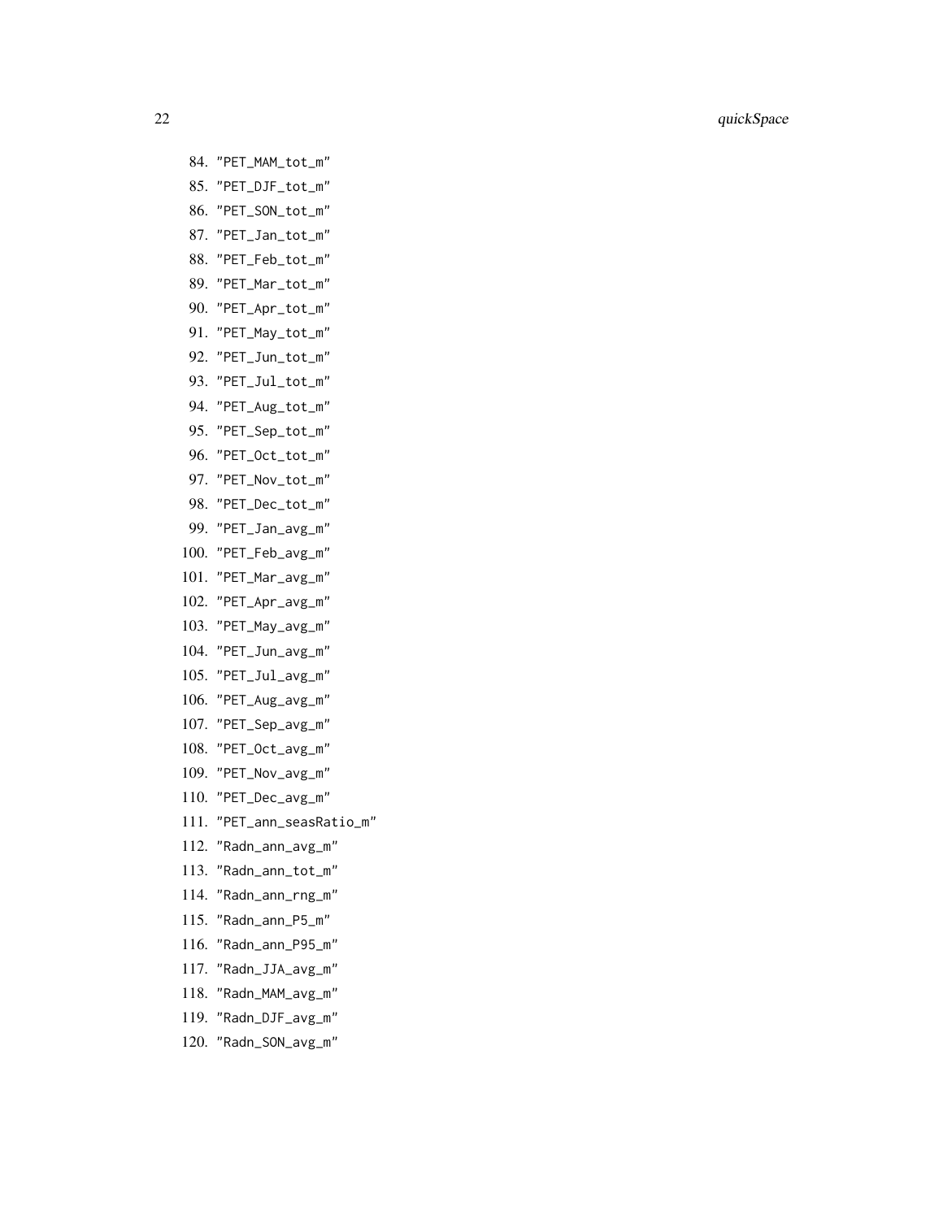84. "PET_MAM_tot_m"
85. "PET_DJF_tot_m"
86. "PET_SON_tot_m"
87. "PET_Jan_tot_m"
88. "PET_Feb_tot_m"
89. "PET_Mar_tot_m"
90. "PET_Apr_tot_m"
91. "PET_May_tot_m"
92. "PET_Jun_tot_m"
93. "PET_Jul_tot_m"
94. "PET_Aug_tot_m"
95. "PET_Sep_tot_m"
96. "PET_Oct_tot_m"
97. "PET_Nov_tot_m"
98. "PET_Dec_tot_m"
99. "PET_Jan_avg_m"
100. "PET_Feb_avg_m"
101. "PET_Mar_avg_m"
102. "PET_Apr_avg_m"
103. "PET_May_avg_m"
104. "PET_Jun_avg_m"
105. "PET_Jul_avg_m"
106. "PET_Aug_avg_m"
107. "PET_Sep_avg_m"
108. "PET_Oct_avg_m"
109. "PET_Nov_avg_m"
110. "PET_Dec_avg_m"
111. "PET_ann_seasRatio_m"
112. "Radn_ann_avg_m"
113. "Radn_ann_tot_m"
114. "Radn_ann_rng_m"
115. "Radn_ann_P5_m"
116. "Radn_ann_P95_m"
117. "Radn_JJA_avg_m"
118. "Radn_MAM_avg_m"
119. "Radn_DJF_avg_m"
120. "Radn_SON_avg_m"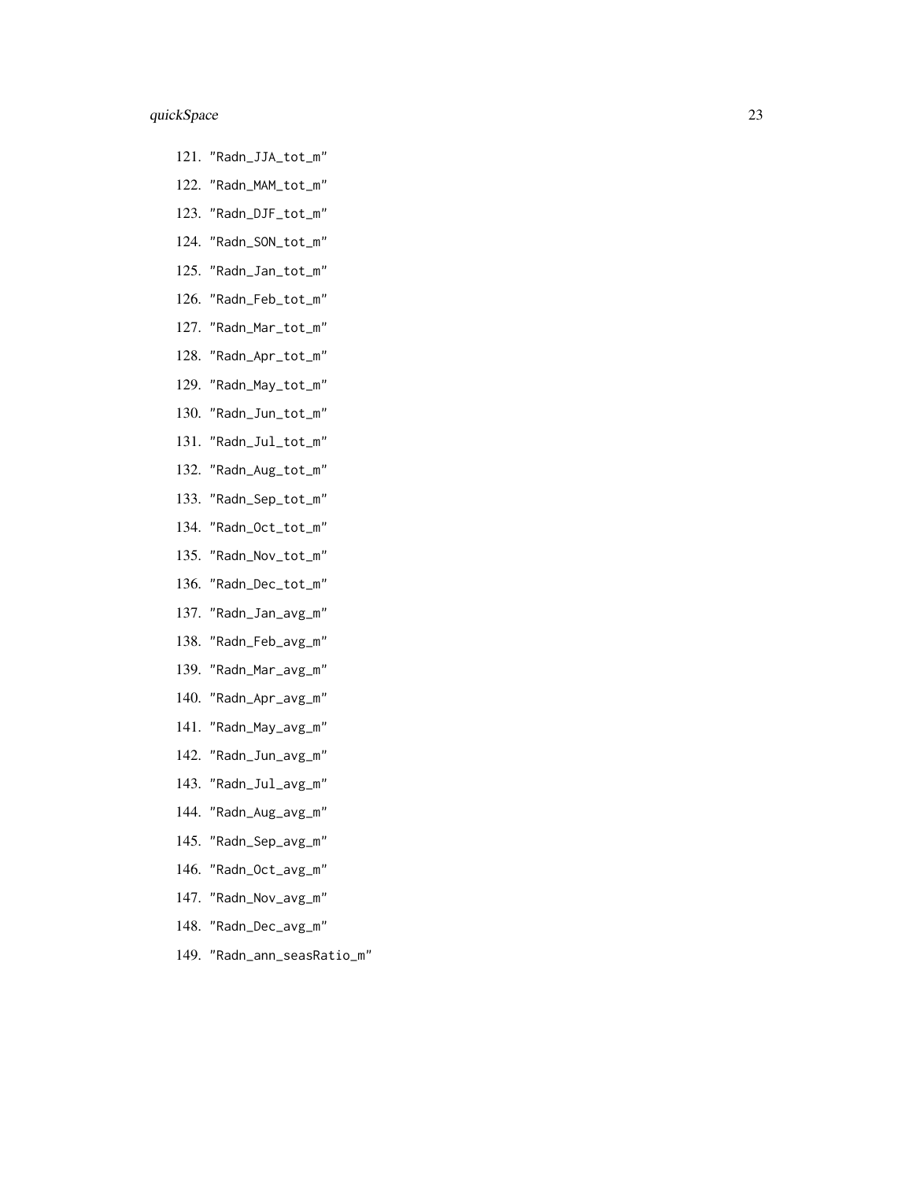121. "Radn_JJA_tot_m"
122. "Radn_MAM_tot_m"
123. "Radn_DJF_tot_m"
124. "Radn_SON_tot_m"
125. "Radn_Jan_tot_m"
126. "Radn_Feb_tot_m"
127. "Radn_Mar_tot_m"
128. "Radn_Apr_tot_m"
129. "Radn_May_tot_m"
130. "Radn_Jun_tot_m"
131. "Radn_Jul_tot_m"
132. "Radn_Aug_tot_m"
133. "Radn_Sep_tot_m"
134. "Radn_Oct_tot_m"
135. "Radn_Nov_tot_m"
136. "Radn_Dec_tot_m"
137. "Radn_Jan_avg_m"
138. "Radn_Feb_avg_m"
139. "Radn_Mar_avg_m"
140. "Radn_Apr_avg_m"
141. "Radn_May_avg_m"
142. "Radn_Jun_avg_m"
143. "Radn_Jul_avg_m"
144. "Radn_Aug_avg_m"
145. "Radn_Sep_avg_m"
146. "Radn_Oct_avg_m"
147. "Radn_Nov_avg_m"
148. "Radn_Dec_avg_m"
149. "Radn_ann_seasRatio_m"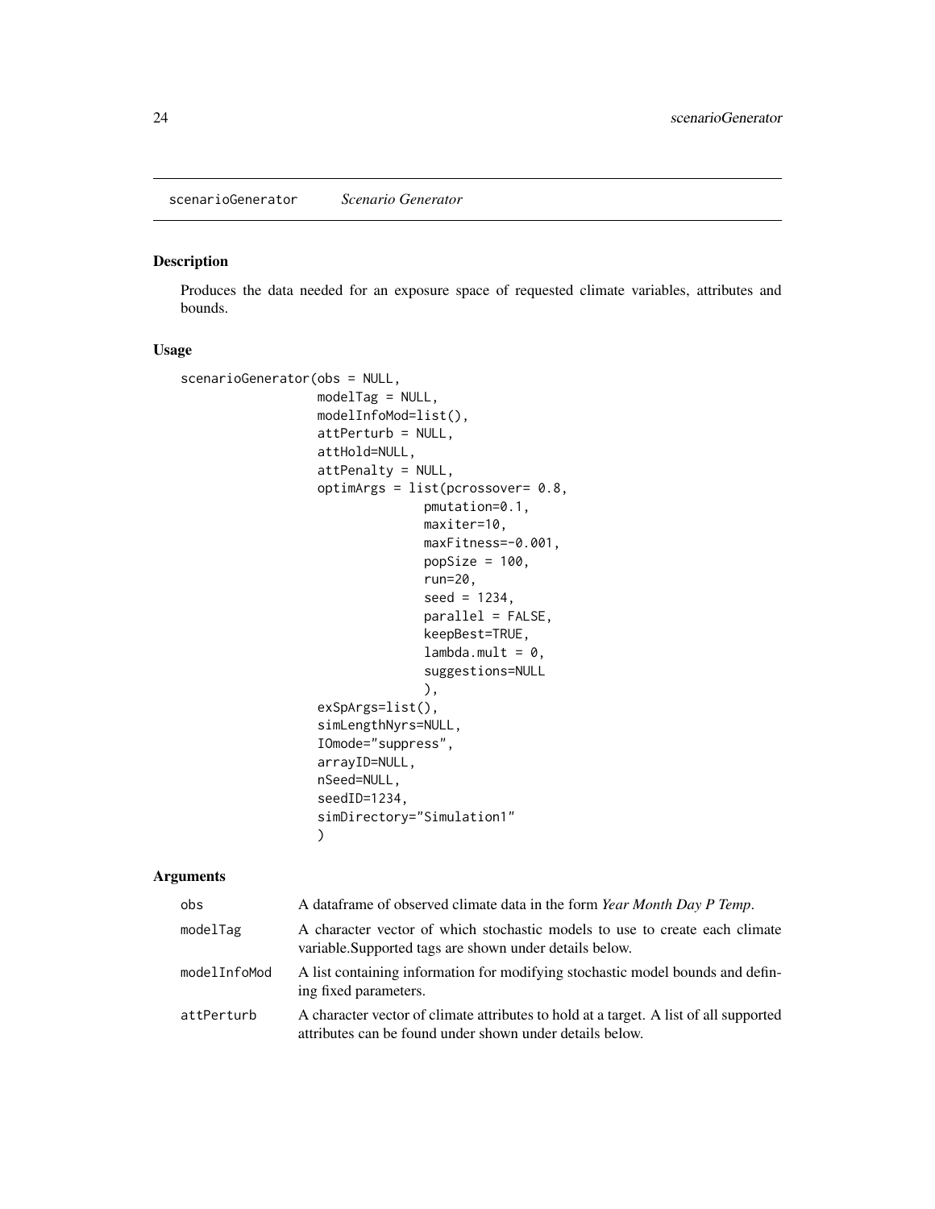## scenarioGenerator *Scenario Generator*

### Description

Produces the data needed for an exposure space of requested climate variables, attributes and bounds.

### Usage

```
scenarioGenerator(obs = NULL,
                  modelTag = NULL,
                  modelInfoMod=list(),
                  attPerturb = NULL,
                  attHold=NULL,
                  attPenalty = NULL,
                  optimArgs = list(pcrossover= 0.8,
                               pmutation=0.1,
                               maxiter=10,
                               maxFitness=-0.001,
                               popSize = 100,
                               run=20,
                               seed = 1234,
                               parallel = FALSE,
                               keepBest=TRUE,
                               lambda.mult = 0,
                               suggestions=NULL
                               ),
                  exSpArgs=list(),
                  simLengthNyrs=NULL,
                  IOmode="suppress",
                  arrayID=NULL,
                  nSeed=NULL,
                  seedID=1234,
                  simDirectory="Simulation1"
                  )
```

### Arguments

| | |
|---|---|
| obs | A dataframe of observed climate data in the form *Year Month Day P Temp*. |
| modelTag | A character vector of which stochastic models to use to create each climate variable.Supported tags are shown under details below. |
| modelInfoMod | A list containing information for modifying stochastic model bounds and defining fixed parameters. |
| attPerturb | A character vector of climate attributes to hold at a target. A list of all supported attributes can be found under shown under details below. |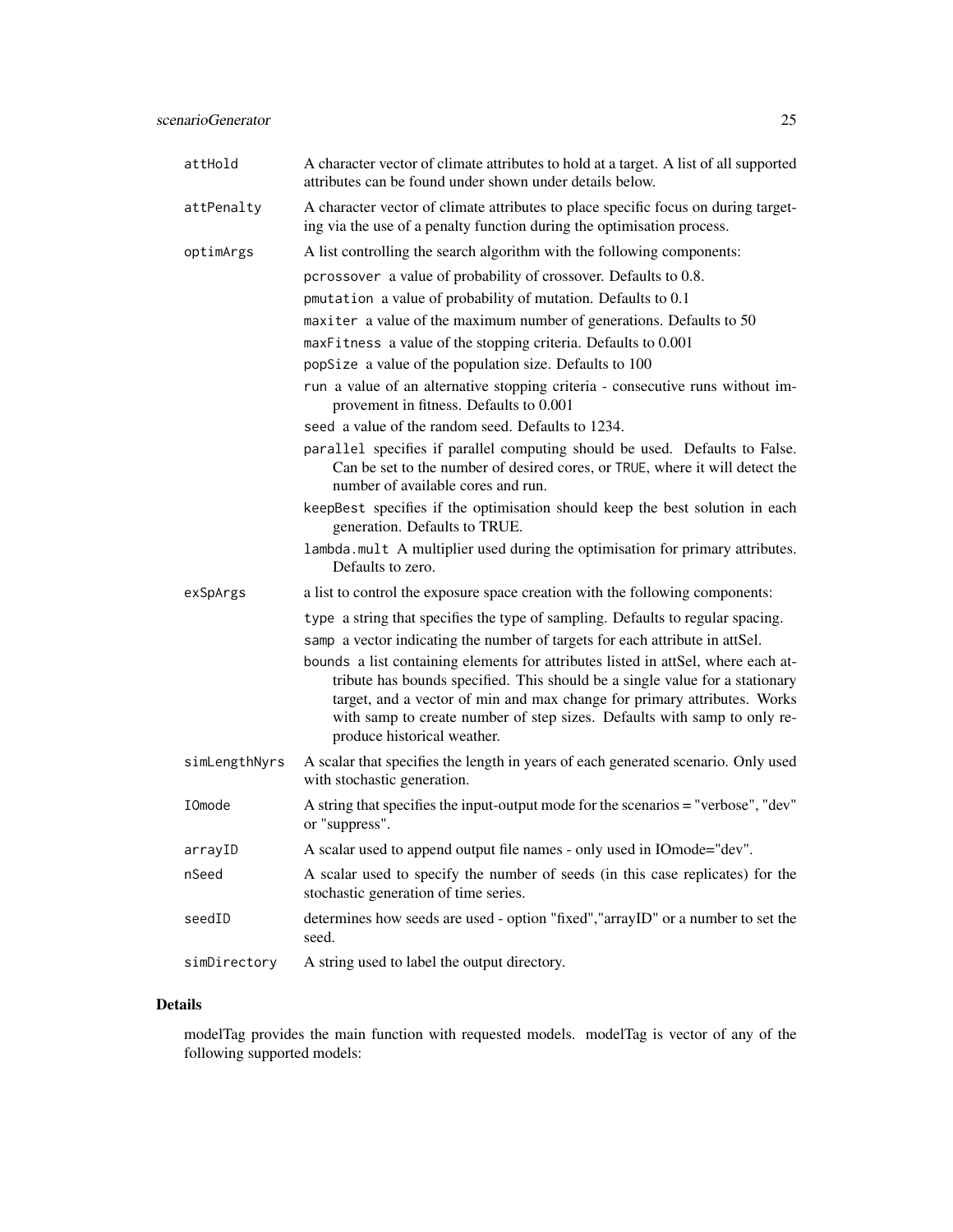| | |
|---|---|
| `attHold` | A character vector of climate attributes to hold at a target. A list of all supported attributes can be found under shown under details below. |
| `attPenalty` | A character vector of climate attributes to place specific focus on during targeting via the use of a penalty function during the optimisation process. |
| `optimArgs` | A list controlling the search algorithm with the following components:<br>`pcrossover` a value of probability of crossover. Defaults to 0.8.<br>`pmutation` a value of probability of mutation. Defaults to 0.1<br>`maxiter` a value of the maximum number of generations. Defaults to 50<br>`maxFitness` a value of the stopping criteria. Defaults to 0.001<br>`popSize` a value of the population size. Defaults to 100<br>`run` a value of an alternative stopping criteria - consecutive runs without improvement in fitness. Defaults to 0.001<br>`seed` a value of the random seed. Defaults to 1234.<br>`parallel` specifies if parallel computing should be used. Defaults to False. Can be set to the number of desired cores, or `TRUE`, where it will detect the number of available cores and run.<br>`keepBest` specifies if the optimisation should keep the best solution in each generation. Defaults to TRUE.<br>`lambda.mult` A multiplier used during the optimisation for primary attributes. Defaults to zero. |
| `exSpArgs` | a list to control the exposure space creation with the following components:<br>`type` a string that specifies the type of sampling. Defaults to regular spacing.<br>`samp` a vector indicating the number of targets for each attribute in attSel.<br>`bounds` a list containing elements for attributes listed in attSel, where each attribute has bounds specified. This should be a single value for a stationary target, and a vector of min and max change for primary attributes. Works with samp to create number of step sizes. Defaults with samp to only reproduce historical weather. |
| `simLengthNyrs` | A scalar that specifies the length in years of each generated scenario. Only used with stochastic generation. |
| `IOmode` | A string that specifies the input-output mode for the scenarios = "verbose", "dev" or "suppress". |
| `arrayID` | A scalar used to append output file names - only used in IOmode="dev". |
| `nSeed` | A scalar used to specify the number of seeds (in this case replicates) for the stochastic generation of time series. |
| `seedID` | determines how seeds are used - option "fixed","arrayID" or a number to set the seed. |
| `simDirectory` | A string used to label the output directory. |

## Details

modelTag provides the main function with requested models. modelTag is vector of any of the following supported models: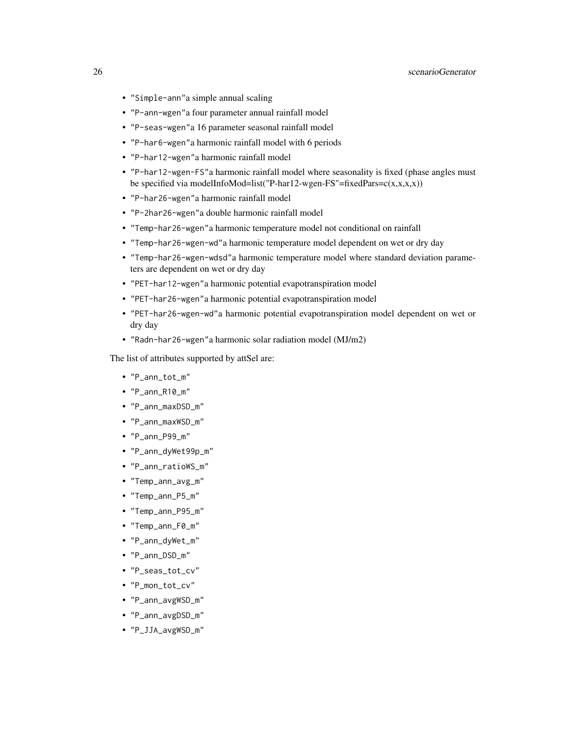- "Simple-ann"a simple annual scaling
- "P-ann-wgen"a four parameter annual rainfall model
- "P-seas-wgen"a 16 parameter seasonal rainfall model
- "P-har6-wgen"a harmonic rainfall model with 6 periods
- "P-har12-wgen"a harmonic rainfall model
- "P-har12-wgen-FS"a harmonic rainfall model where seasonality is fixed (phase angles must be specified via modelInfoMod=list("P-har12-wgen-FS"=fixedPars=c(x,x,x,x))
- "P-har26-wgen"a harmonic rainfall model
- "P-2har26-wgen"a double harmonic rainfall model
- "Temp-har26-wgen"a harmonic temperature model not conditional on rainfall
- "Temp-har26-wgen-wd"a harmonic temperature model dependent on wet or dry day
- "Temp-har26-wgen-wdsd"a harmonic temperature model where standard deviation parameters are dependent on wet or dry day
- "PET-har12-wgen"a harmonic potential evapotranspiration model
- "PET-har26-wgen"a harmonic potential evapotranspiration model
- "PET-har26-wgen-wd"a harmonic potential evapotranspiration model dependent on wet or dry day
- "Radn-har26-wgen"a harmonic solar radiation model (MJ/m2)

The list of attributes supported by attSel are:

- "P_ann_tot_m"
- "P_ann_R10_m"
- "P_ann_maxDSD_m"
- "P_ann_maxWSD_m"
- "P_ann_P99_m"
- "P_ann_dyWet99p_m"
- "P_ann_ratioWS_m"
- "Temp_ann_avg_m"
- "Temp_ann_P5_m"
- "Temp_ann_P95_m"
- "Temp_ann_F0_m"
- "P_ann_dyWet_m"
- "P_ann_DSD_m"
- "P_seas_tot_cv"
- "P_mon_tot_cv"
- "P_ann_avgWSD_m"
- "P_ann_avgDSD_m"
- "P_JJA_avgWSD_m"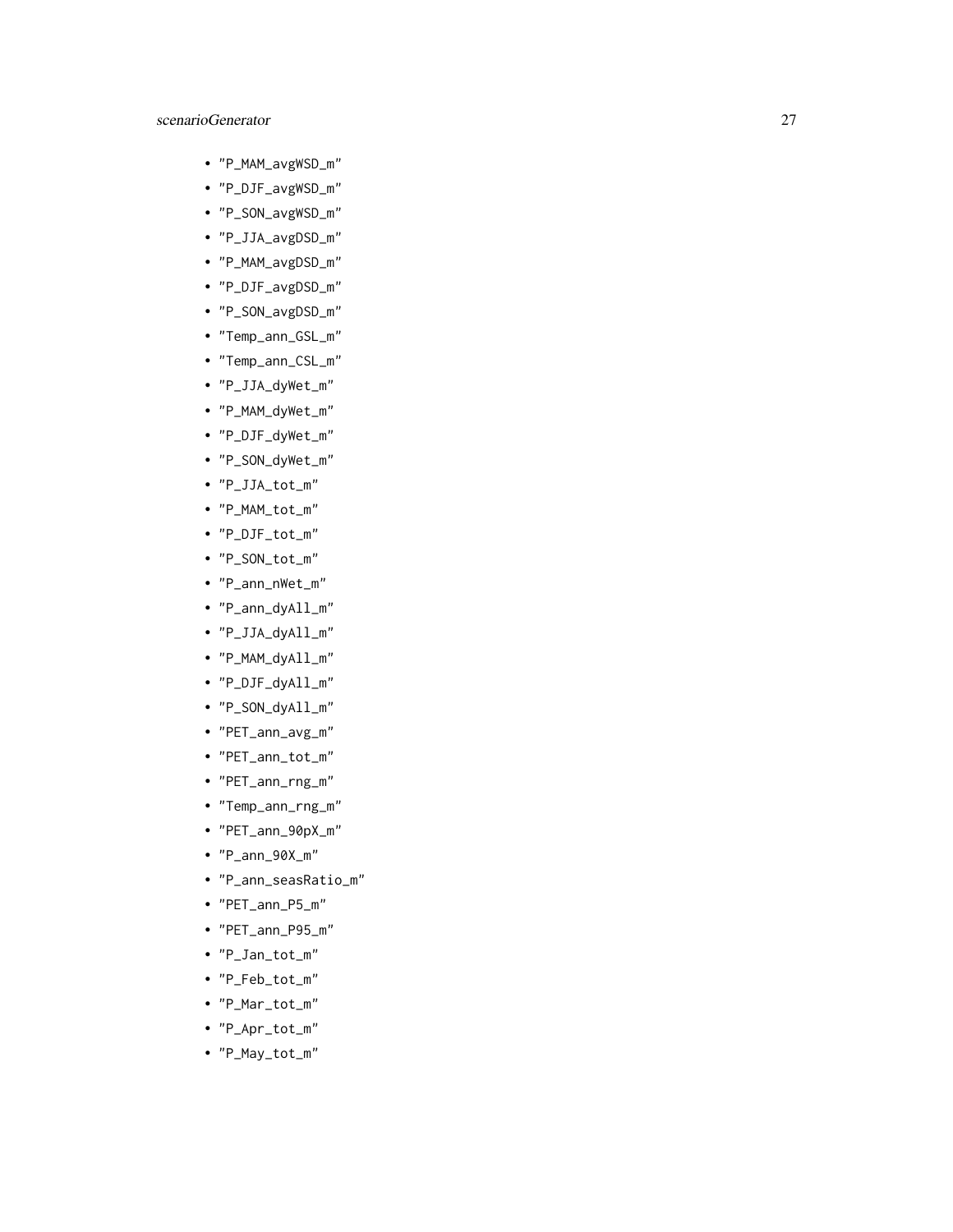- "P_MAM_avgWSD_m"
- "P_DJF_avgWSD_m"
- "P_SON_avgWSD_m"
- "P_JJA_avgDSD_m"
- "P_MAM_avgDSD_m"
- "P_DJF_avgDSD_m"
- "P_SON_avgDSD_m"
- "Temp_ann_GSL_m"
- "Temp_ann_CSL_m"
- "P_JJA_dyWet_m"
- "P_MAM_dyWet_m"
- "P_DJF_dyWet_m"
- "P_SON_dyWet_m"
- "P_JJA_tot_m"
- "P_MAM_tot_m"
- "P_DJF_tot_m"
- "P_SON_tot_m"
- "P_ann_nWet_m"
- "P_ann_dyAll_m"
- "P_JJA_dyAll_m"
- "P_MAM_dyAll_m"
- "P_DJF_dyAll_m"
- "P_SON_dyAll_m"
- "PET_ann_avg_m"
- "PET_ann_tot_m"
- "PET_ann_rng_m"
- "Temp_ann_rng_m"
- "PET_ann_90pX_m"
- "P_ann_90X_m"
- "P_ann_seasRatio_m"
- "PET_ann_P5_m"
- "PET_ann_P95_m"
- "P_Jan_tot_m"
- "P_Feb_tot_m"
- "P_Mar_tot_m"
- "P_Apr_tot_m"
- "P_May_tot_m"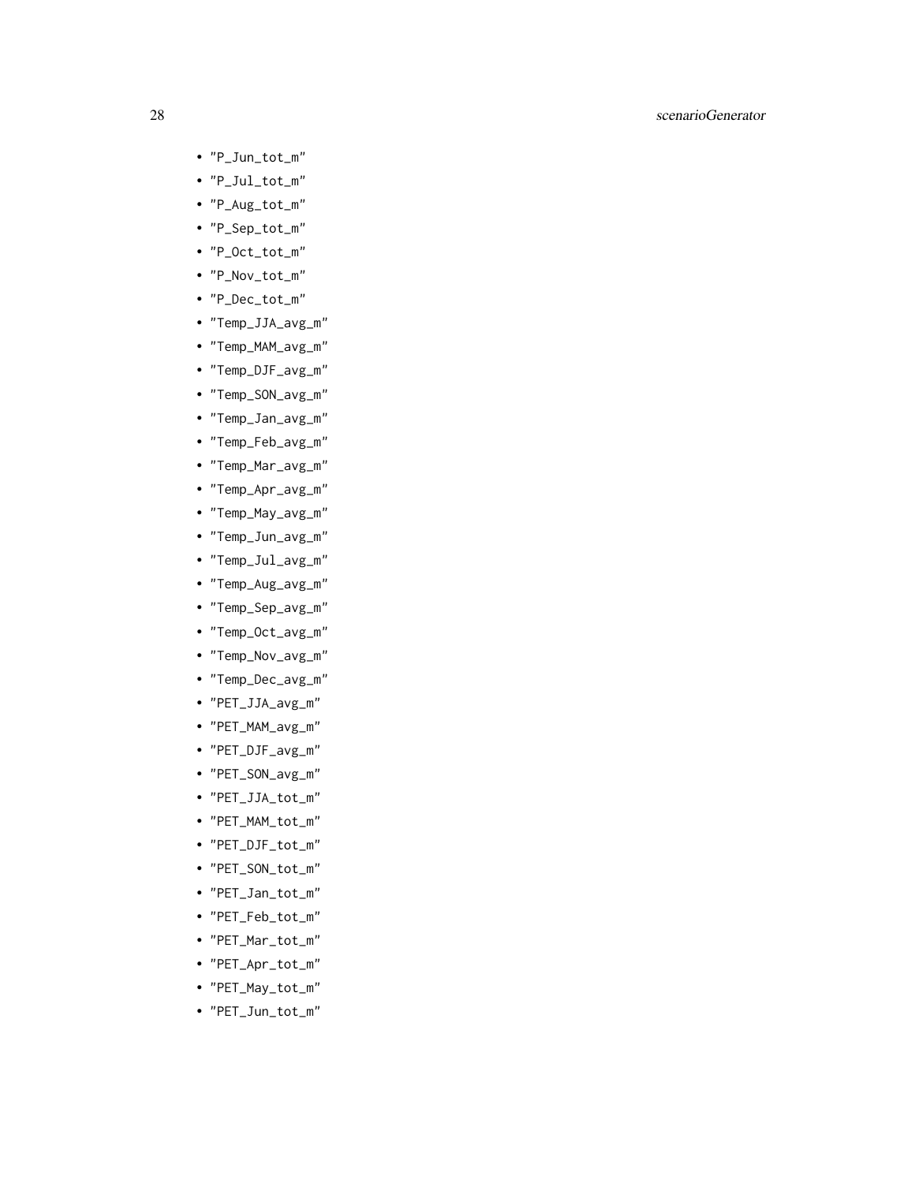- "P_Jun_tot_m"
- "P_Jul_tot_m"
- "P_Aug_tot_m"
- "P_Sep_tot_m"
- "P_Oct_tot_m"
- "P_Nov_tot_m"
- "P_Dec_tot_m"
- "Temp_JJA_avg_m"
- "Temp_MAM_avg_m"
- "Temp_DJF_avg_m"
- "Temp_SON_avg_m"
- "Temp_Jan_avg_m"
- "Temp_Feb_avg_m"
- "Temp_Mar_avg_m"
- "Temp_Apr_avg_m"
- "Temp_May_avg_m"
- "Temp_Jun_avg_m"
- "Temp_Jul_avg_m"
- "Temp_Aug_avg_m"
- "Temp_Sep_avg_m"
- "Temp_Oct_avg_m"
- "Temp_Nov_avg_m"
- "Temp_Dec_avg_m"
- "PET_JJA_avg_m"
- "PET_MAM_avg_m"
- "PET_DJF_avg_m"
- "PET_SON_avg_m"
- "PET_JJA_tot_m"
- "PET_MAM_tot_m"
- "PET_DJF_tot_m"
- "PET_SON_tot_m"
- "PET_Jan_tot_m"
- "PET_Feb_tot_m"
- "PET_Mar_tot_m"
- "PET_Apr_tot_m"
- "PET_May_tot_m"
- "PET_Jun_tot_m"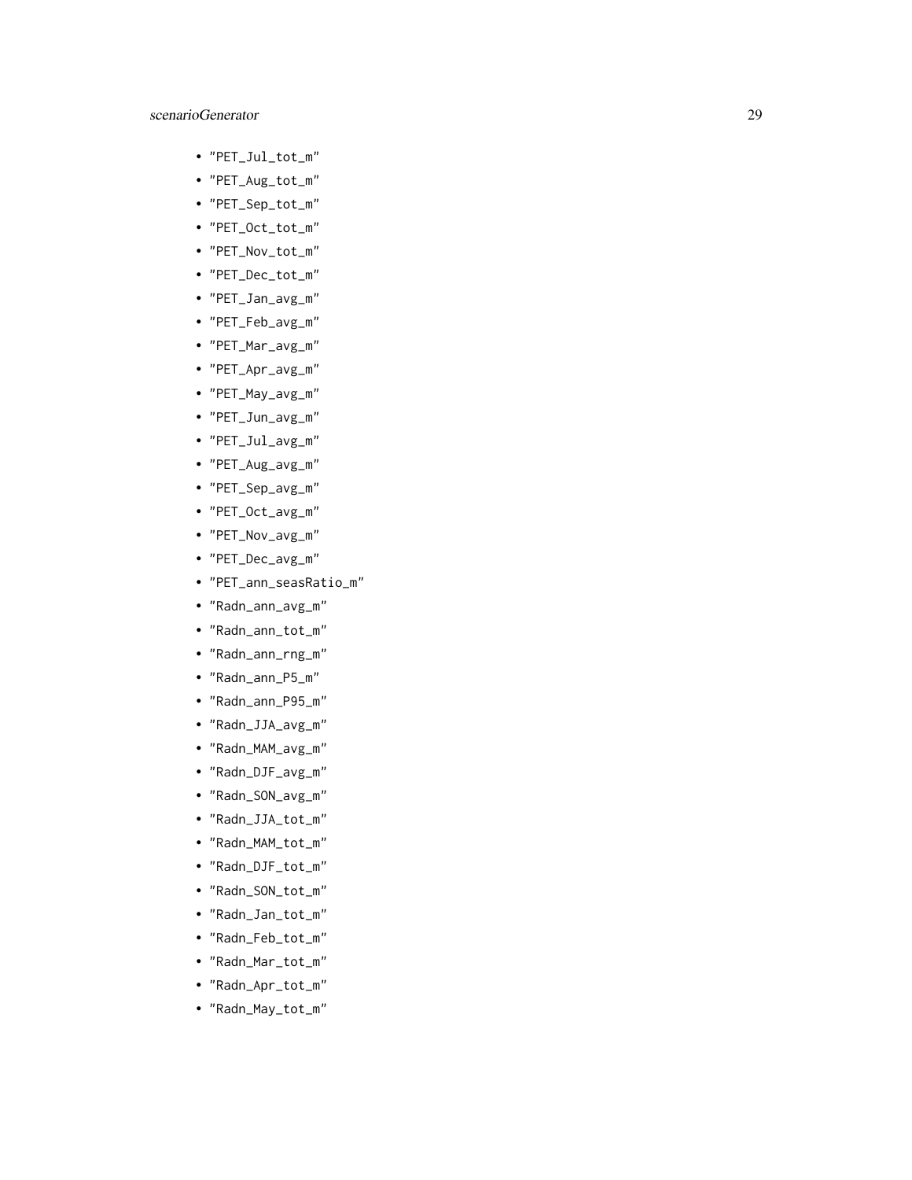- "PET_Jul_tot_m"
- "PET_Aug_tot_m"
- "PET_Sep_tot_m"
- "PET_Oct_tot_m"
- "PET_Nov_tot_m"
- "PET_Dec_tot_m"
- "PET_Jan_avg_m"
- "PET_Feb_avg_m"
- "PET_Mar_avg_m"
- "PET_Apr_avg_m"
- "PET_May_avg_m"
- "PET_Jun_avg_m"
- "PET_Jul_avg_m"
- "PET_Aug_avg_m"
- "PET_Sep_avg_m"
- "PET_Oct_avg_m"
- "PET_Nov_avg_m"
- "PET_Dec_avg_m"
- "PET_ann_seasRatio_m"
- "Radn_ann_avg_m"
- "Radn_ann_tot_m"
- "Radn_ann_rng_m"
- "Radn_ann_P5_m"
- "Radn_ann_P95_m"
- "Radn_JJA_avg_m"
- "Radn_MAM_avg_m"
- "Radn_DJF_avg_m"
- "Radn_SON_avg_m"
- "Radn_JJA_tot_m"
- "Radn_MAM_tot_m"
- "Radn_DJF_tot_m"
- "Radn_SON_tot_m"
- "Radn_Jan_tot_m"
- "Radn_Feb_tot_m"
- "Radn_Mar_tot_m"
- "Radn_Apr_tot_m"
- "Radn_May_tot_m"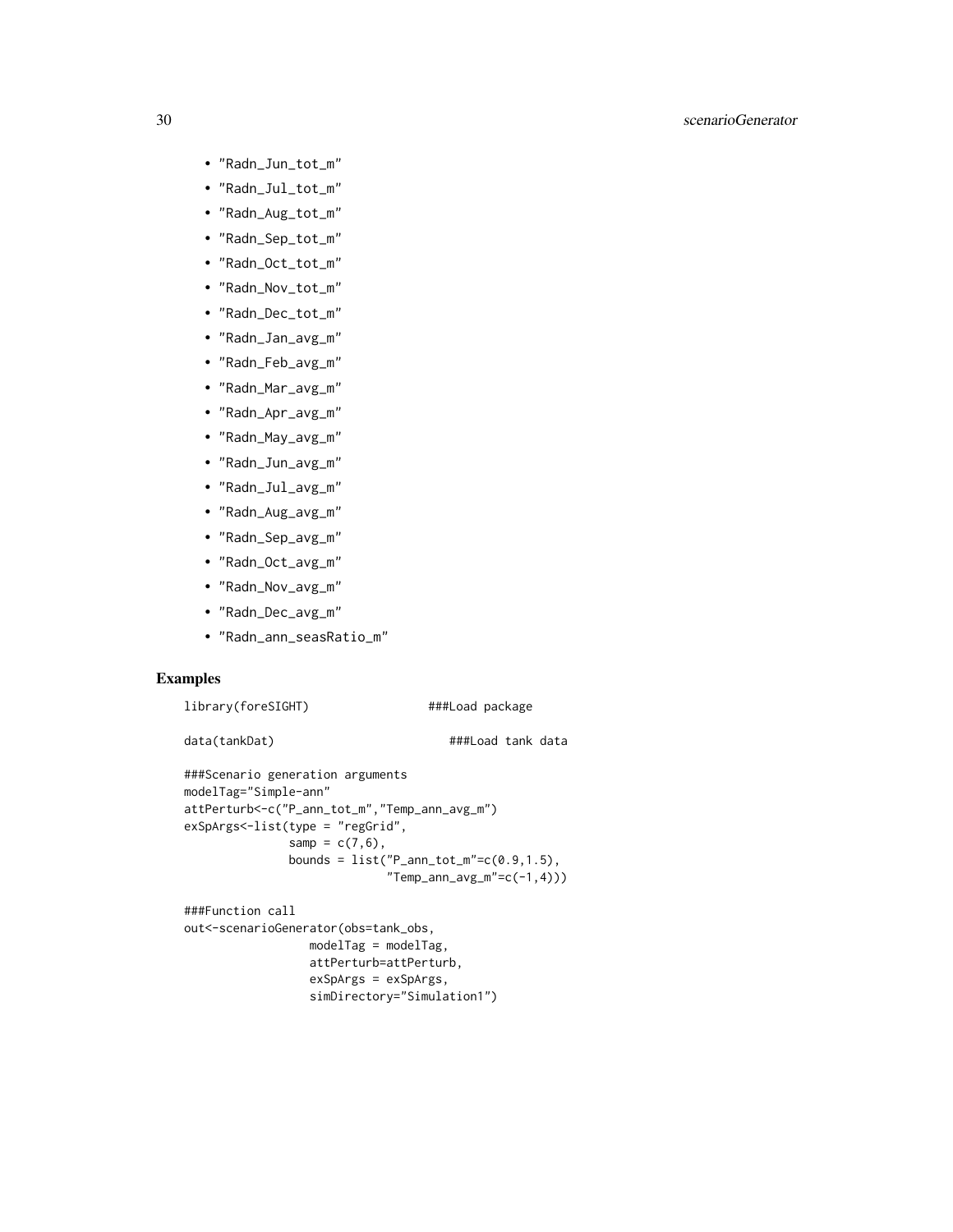- "Radn_Jun_tot_m"
- "Radn_Jul_tot_m"
- "Radn_Aug_tot_m"
- "Radn_Sep_tot_m"
- "Radn_Oct_tot_m"
- "Radn_Nov_tot_m"
- "Radn_Dec_tot_m"
- "Radn_Jan_avg_m"
- "Radn_Feb_avg_m"
- "Radn_Mar_avg_m"
- "Radn_Apr_avg_m"
- "Radn_May_avg_m"
- "Radn_Jun_avg_m"
- "Radn_Jul_avg_m"
- "Radn_Aug_avg_m"
- "Radn_Sep_avg_m"
- "Radn_Oct_avg_m"
- "Radn_Nov_avg_m"
- "Radn_Dec_avg_m"
- "Radn_ann_seasRatio_m"

## Examples

```
library(foreSIGHT)                ###Load package

data(tankDat)                        ###Load tank data

###Scenario generation arguments
modelTag="Simple-ann"
attPerturb<-c("P_ann_tot_m","Temp_ann_avg_m")
exSpArgs<-list(type = "regGrid",
               samp = c(7,6),
               bounds = list("P_ann_tot_m"=c(0.9,1.5),
                             "Temp_ann_avg_m"=c(-1,4)))

###Function call
out<-scenarioGenerator(obs=tank_obs,
                  modelTag = modelTag,
                  attPerturb=attPerturb,
                  exSpArgs = exSpArgs,
                  simDirectory="Simulation1")
```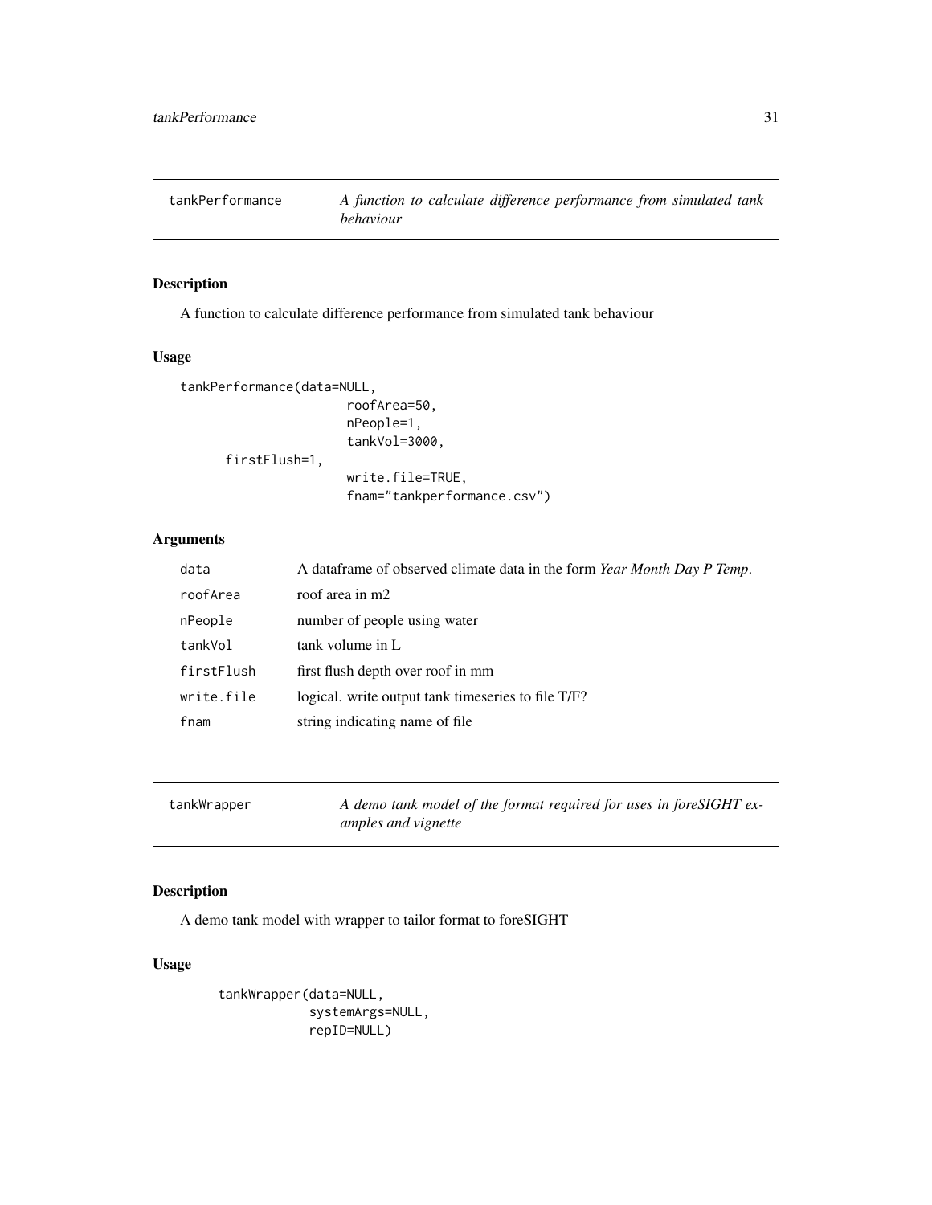## tankPerformance

*A function to calculate difference performance from simulated tank behaviour*

### Description

A function to calculate difference performance from simulated tank behaviour

### Usage

```
tankPerformance(data=NULL,
                    roofArea=50,
                    nPeople=1,
                    tankVol=3000,
      firstFlush=1,
                    write.file=TRUE,
                    fnam="tankperformance.csv")
```

### Arguments

| | |
|---|---|
| data | A dataframe of observed climate data in the form *Year Month Day P Temp*. |
| roofArea | roof area in m2 |
| nPeople | number of people using water |
| tankVol | tank volume in L |
| firstFlush | first flush depth over roof in mm |
| write.file | logical. write output tank timeseries to file T/F? |
| fnam | string indicating name of file |

## tankWrapper

*A demo tank model of the format required for uses in foreSIGHT examples and vignette*

### Description

A demo tank model with wrapper to tailor format to foreSIGHT

### Usage

```
tankWrapper(data=NULL,
            systemArgs=NULL,
            repID=NULL)
```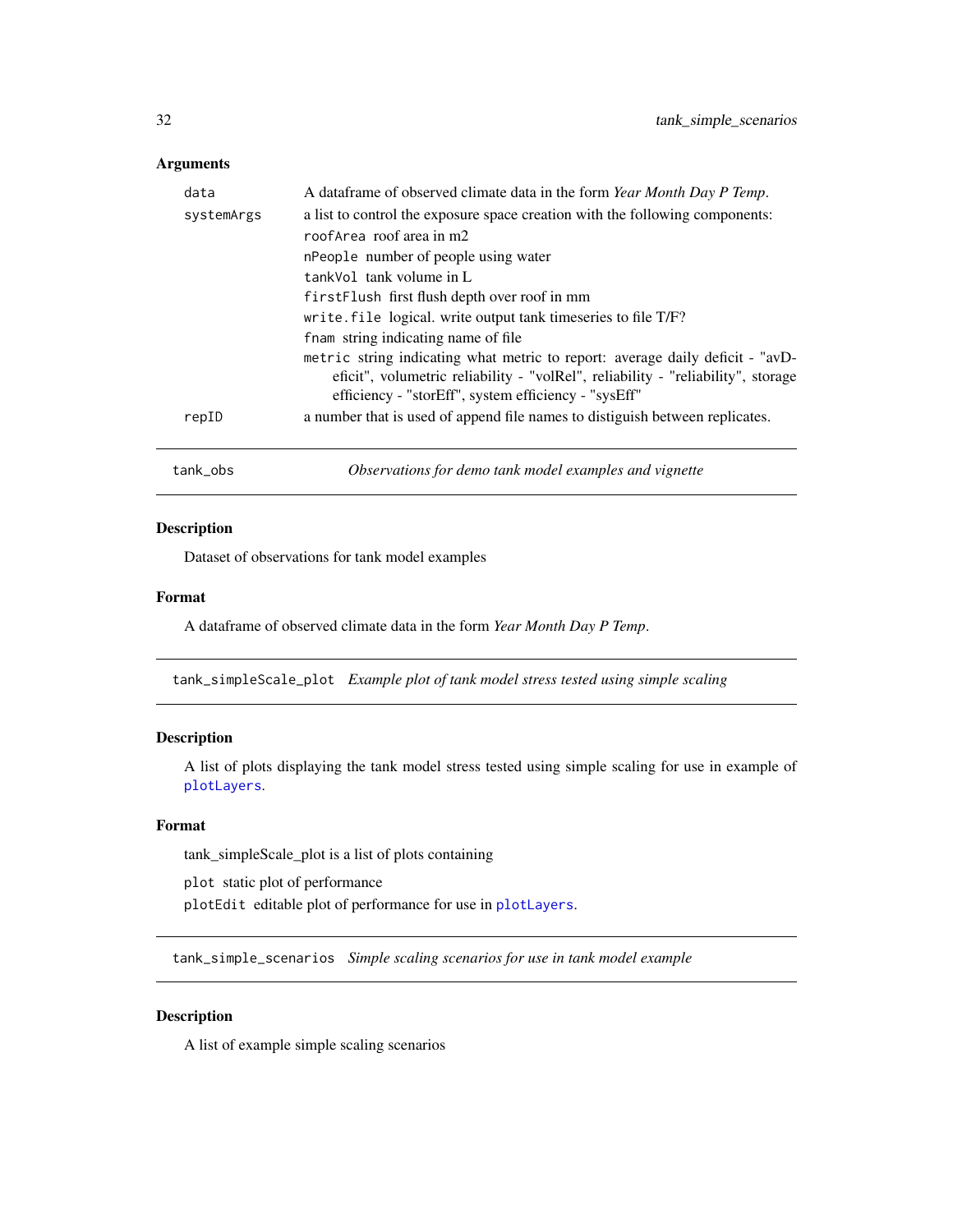### Arguments

| | |
|---|---|
| data | A dataframe of observed climate data in the form *Year Month Day P Temp*. |
| systemArgs | a list to control the exposure space creation with the following components: <br> `roofArea` roof area in m2 <br> `nPeople` number of people using water <br> `tankVol` tank volume in L <br> `firstFlush` first flush depth over roof in mm <br> `write.file` logical. write output tank timeseries to file T/F? <br> `fnam` string indicating name of file <br> `metric` string indicating what metric to report: average daily deficit - "avDeficit", volumetric reliability - "volRel", reliability - "reliability", storage efficiency - "storEff", system efficiency - "sysEff" |
| repID | a number that is used of append file names to distiguish between replicates. |

---

## tank_obs — *Observations for demo tank model examples and vignette*

### Description

Dataset of observations for tank model examples

### Format

A dataframe of observed climate data in the form *Year Month Day P Temp*.

---

## tank_simpleScale_plot — *Example plot of tank model stress tested using simple scaling*

### Description

A list of plots displaying the tank model stress tested using simple scaling for use in example of `plotLayers`.

### Format

tank_simpleScale_plot is a list of plots containing

- `plot` static plot of performance
- `plotEdit` editable plot of performance for use in `plotLayers`.

---

## tank_simple_scenarios — *Simple scaling scenarios for use in tank model example*

### Description

A list of example simple scaling scenarios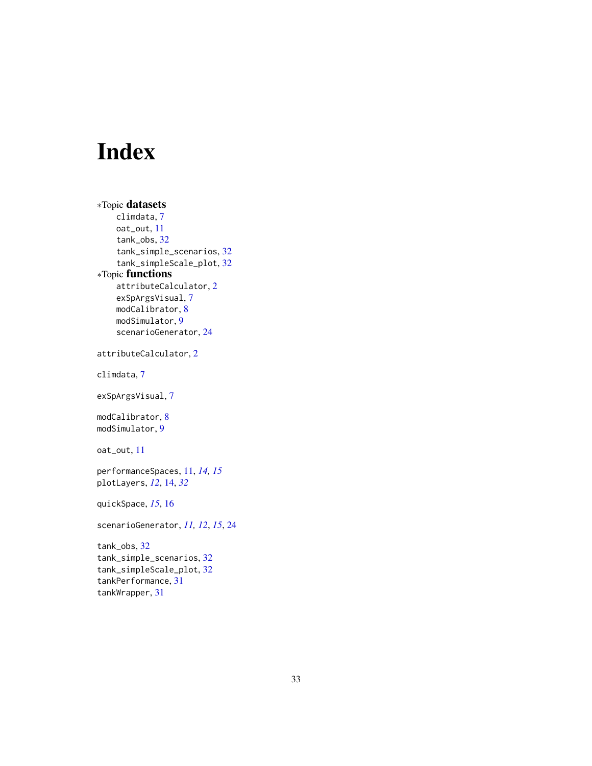# Index

∗Topic **datasets**
- climdata, 7
- oat_out, 11
- tank_obs, 32
- tank_simple_scenarios, 32
- tank_simpleScale_plot, 32

∗Topic **functions**
- attributeCalculator, 2
- exSpArgsVisual, 7
- modCalibrator, 8
- modSimulator, 9
- scenarioGenerator, 24

attributeCalculator, 2

climdata, 7

exSpArgsVisual, 7

modCalibrator, 8
modSimulator, 9

oat_out, 11

performanceSpaces, 11, *14, 15*
plotLayers, *12*, 14, *32*

quickSpace, *15*, 16

scenarioGenerator, *11, 12*, *15*, 24

tank_obs, 32
tank_simple_scenarios, 32
tank_simpleScale_plot, 32
tankPerformance, 31
tankWrapper, 31